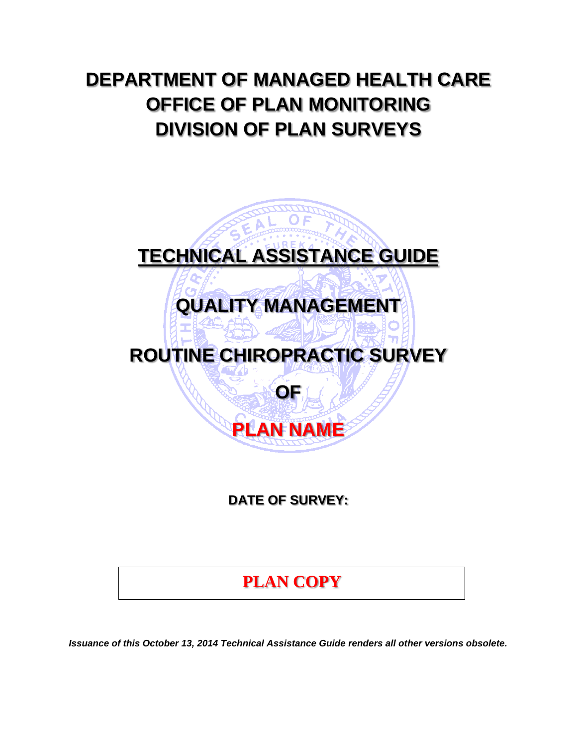# DEPARTMENT OF MANAGED HEALTH CARE
# OFFICE OF PLAN MONITORING
# DIVISION OF PLAN SURVEYS

## TECHNICAL ASSISTANCE GUIDE

## QUALITY MANAGEMENT

## ROUTINE CHIROPRACTIC SURVEY

## OF

## PLAN NAME

**DATE OF SURVEY:**

**PLAN COPY**

***Issuance of this October 13, 2014 Technical Assistance Guide renders all other versions obsolete.***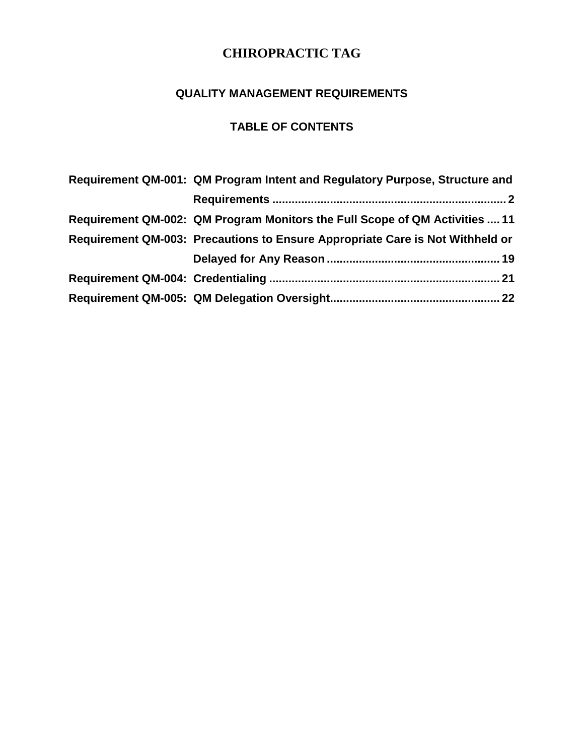# CHIROPRACTIC TAG

## QUALITY MANAGEMENT REQUIREMENTS

## TABLE OF CONTENTS

| | | |
|---|---|---|
| **Requirement QM-001:** | **QM Program Intent and Regulatory Purpose, Structure and Requirements** | **2** |
| **Requirement QM-002:** | **QM Program Monitors the Full Scope of QM Activities** | **11** |
| **Requirement QM-003:** | **Precautions to Ensure Appropriate Care is Not Withheld or Delayed for Any Reason** | **19** |
| **Requirement QM-004:** | **Credentialing** | **21** |
| **Requirement QM-005:** | **QM Delegation Oversight** | **22** |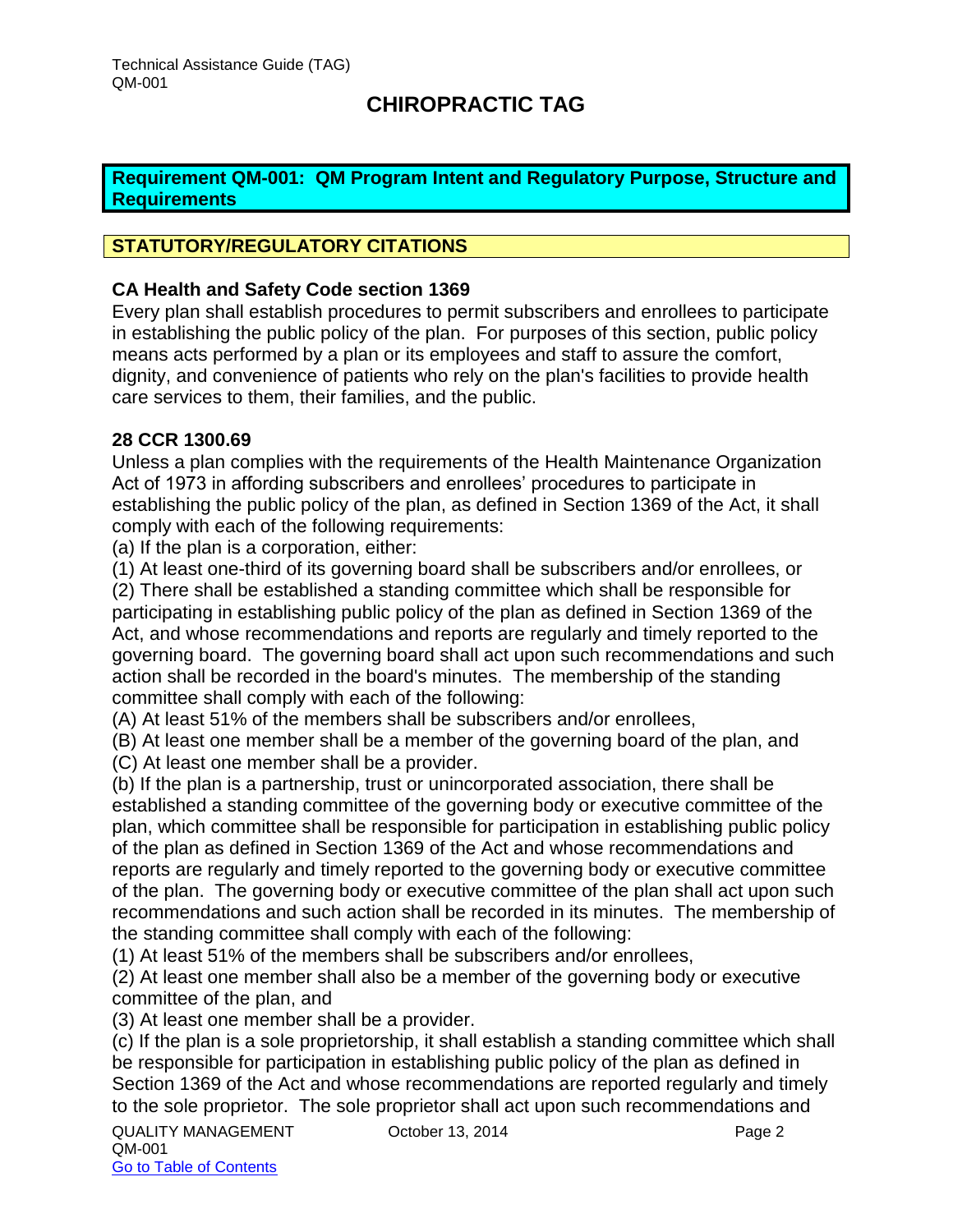# CHIROPRACTIC TAG

## Requirement QM-001: QM Program Intent and Regulatory Purpose, Structure and Requirements

### STATUTORY/REGULATORY CITATIONS

**CA Health and Safety Code section 1369**

Every plan shall establish procedures to permit subscribers and enrollees to participate in establishing the public policy of the plan. For purposes of this section, public policy means acts performed by a plan or its employees and staff to assure the comfort, dignity, and convenience of patients who rely on the plan's facilities to provide health care services to them, their families, and the public.

**28 CCR 1300.69**

Unless a plan complies with the requirements of the Health Maintenance Organization Act of 1973 in affording subscribers and enrollees' procedures to participate in establishing the public policy of the plan, as defined in Section 1369 of the Act, it shall comply with each of the following requirements:

(a) If the plan is a corporation, either:

(1) At least one-third of its governing board shall be subscribers and/or enrollees, or

(2) There shall be established a standing committee which shall be responsible for participating in establishing public policy of the plan as defined in Section 1369 of the Act, and whose recommendations and reports are regularly and timely reported to the governing board. The governing board shall act upon such recommendations and such action shall be recorded in the board's minutes. The membership of the standing committee shall comply with each of the following:

(A) At least 51% of the members shall be subscribers and/or enrollees,

(B) At least one member shall be a member of the governing board of the plan, and

(C) At least one member shall be a provider.

(b) If the plan is a partnership, trust or unincorporated association, there shall be established a standing committee of the governing body or executive committee of the plan, which committee shall be responsible for participation in establishing public policy of the plan as defined in Section 1369 of the Act and whose recommendations and reports are regularly and timely reported to the governing body or executive committee of the plan. The governing body or executive committee of the plan shall act upon such recommendations and such action shall be recorded in its minutes. The membership of the standing committee shall comply with each of the following:

(1) At least 51% of the members shall be subscribers and/or enrollees,

(2) At least one member shall also be a member of the governing body or executive committee of the plan, and

(3) At least one member shall be a provider.

(c) If the plan is a sole proprietorship, it shall establish a standing committee which shall be responsible for participation in establishing public policy of the plan as defined in Section 1369 of the Act and whose recommendations are reported regularly and timely to the sole proprietor. The sole proprietor shall act upon such recommendations and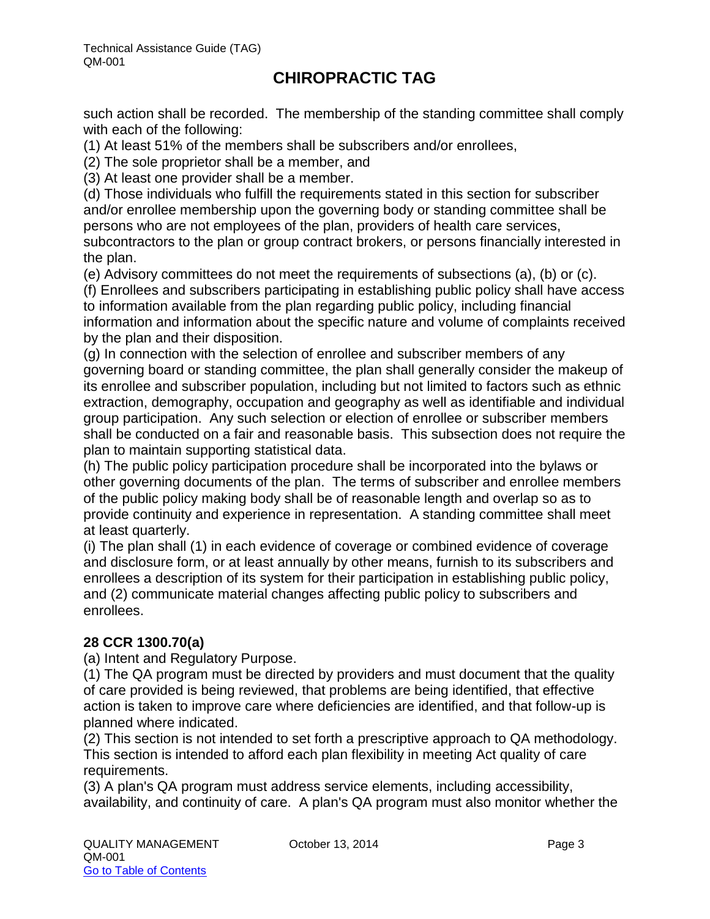such action shall be recorded. The membership of the standing committee shall comply with each of the following:

(1) At least 51% of the members shall be subscribers and/or enrollees,

(2) The sole proprietor shall be a member, and

(3) At least one provider shall be a member.

(d) Those individuals who fulfill the requirements stated in this section for subscriber and/or enrollee membership upon the governing body or standing committee shall be persons who are not employees of the plan, providers of health care services, subcontractors to the plan or group contract brokers, or persons financially interested in the plan.

(e) Advisory committees do not meet the requirements of subsections (a), (b) or (c).

(f) Enrollees and subscribers participating in establishing public policy shall have access to information available from the plan regarding public policy, including financial information and information about the specific nature and volume of complaints received by the plan and their disposition.

(g) In connection with the selection of enrollee and subscriber members of any governing board or standing committee, the plan shall generally consider the makeup of its enrollee and subscriber population, including but not limited to factors such as ethnic extraction, demography, occupation and geography as well as identifiable and individual group participation. Any such selection or election of enrollee or subscriber members shall be conducted on a fair and reasonable basis. This subsection does not require the plan to maintain supporting statistical data.

(h) The public policy participation procedure shall be incorporated into the bylaws or other governing documents of the plan. The terms of subscriber and enrollee members of the public policy making body shall be of reasonable length and overlap so as to provide continuity and experience in representation. A standing committee shall meet at least quarterly.

(i) The plan shall (1) in each evidence of coverage or combined evidence of coverage and disclosure form, or at least annually by other means, furnish to its subscribers and enrollees a description of its system for their participation in establishing public policy, and (2) communicate material changes affecting public policy to subscribers and enrollees.

**28 CCR 1300.70(a)**

(a) Intent and Regulatory Purpose.

(1) The QA program must be directed by providers and must document that the quality of care provided is being reviewed, that problems are being identified, that effective action is taken to improve care where deficiencies are identified, and that follow-up is planned where indicated.

(2) This section is not intended to set forth a prescriptive approach to QA methodology. This section is intended to afford each plan flexibility in meeting Act quality of care requirements.

(3) A plan's QA program must address service elements, including accessibility, availability, and continuity of care. A plan's QA program must also monitor whether the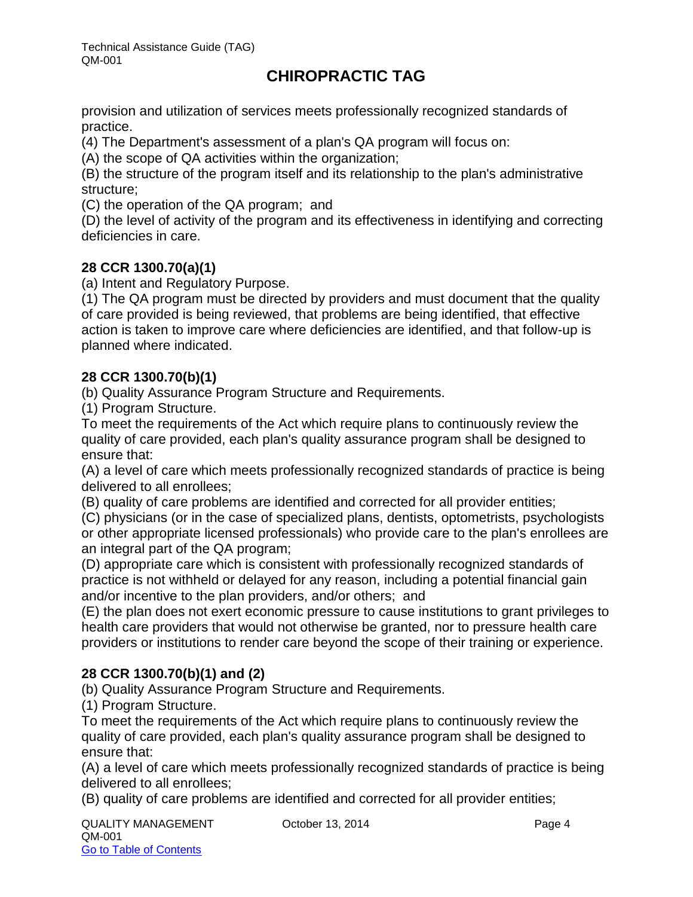provision and utilization of services meets professionally recognized standards of practice.

(4) The Department's assessment of a plan's QA program will focus on:

(A) the scope of QA activities within the organization;

(B) the structure of the program itself and its relationship to the plan's administrative structure;

(C) the operation of the QA program; and

(D) the level of activity of the program and its effectiveness in identifying and correcting deficiencies in care.

**28 CCR 1300.70(a)(1)**

(a) Intent and Regulatory Purpose.

(1) The QA program must be directed by providers and must document that the quality of care provided is being reviewed, that problems are being identified, that effective action is taken to improve care where deficiencies are identified, and that follow-up is planned where indicated.

**28 CCR 1300.70(b)(1)**

(b) Quality Assurance Program Structure and Requirements.

(1) Program Structure.

To meet the requirements of the Act which require plans to continuously review the quality of care provided, each plan's quality assurance program shall be designed to ensure that:

(A) a level of care which meets professionally recognized standards of practice is being delivered to all enrollees;

(B) quality of care problems are identified and corrected for all provider entities;

(C) physicians (or in the case of specialized plans, dentists, optometrists, psychologists or other appropriate licensed professionals) who provide care to the plan's enrollees are an integral part of the QA program;

(D) appropriate care which is consistent with professionally recognized standards of practice is not withheld or delayed for any reason, including a potential financial gain and/or incentive to the plan providers, and/or others; and

(E) the plan does not exert economic pressure to cause institutions to grant privileges to health care providers that would not otherwise be granted, nor to pressure health care providers or institutions to render care beyond the scope of their training or experience.

**28 CCR 1300.70(b)(1) and (2)**

(b) Quality Assurance Program Structure and Requirements.

(1) Program Structure.

To meet the requirements of the Act which require plans to continuously review the quality of care provided, each plan's quality assurance program shall be designed to ensure that:

(A) a level of care which meets professionally recognized standards of practice is being delivered to all enrollees;

(B) quality of care problems are identified and corrected for all provider entities;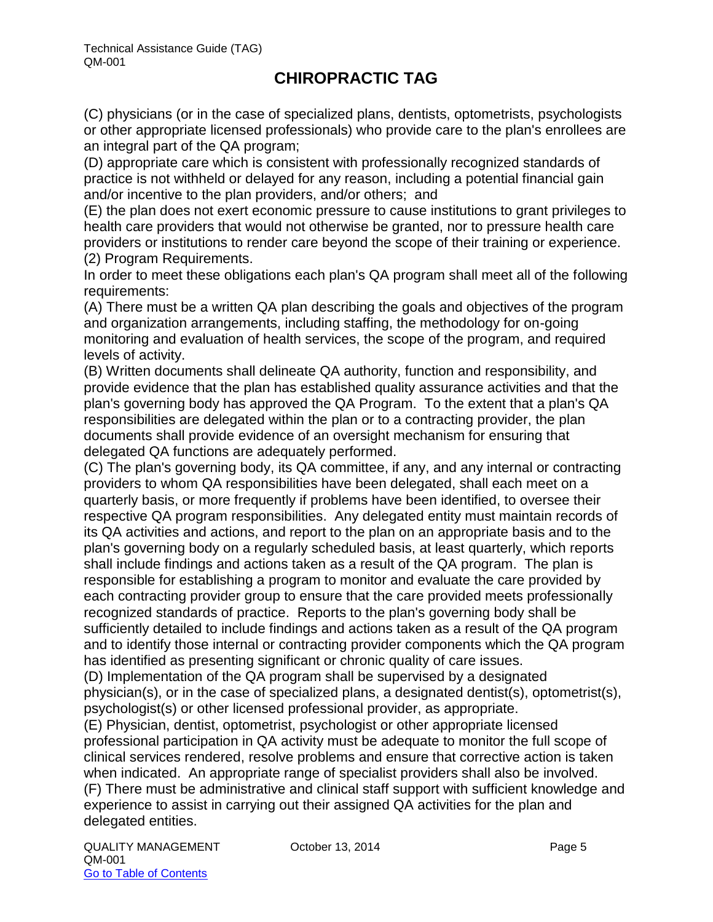(C) physicians (or in the case of specialized plans, dentists, optometrists, psychologists or other appropriate licensed professionals) who provide care to the plan's enrollees are an integral part of the QA program;

(D) appropriate care which is consistent with professionally recognized standards of practice is not withheld or delayed for any reason, including a potential financial gain and/or incentive to the plan providers, and/or others; and

(E) the plan does not exert economic pressure to cause institutions to grant privileges to health care providers that would not otherwise be granted, nor to pressure health care providers or institutions to render care beyond the scope of their training or experience.

(2) Program Requirements.

In order to meet these obligations each plan's QA program shall meet all of the following requirements:

(A) There must be a written QA plan describing the goals and objectives of the program and organization arrangements, including staffing, the methodology for on-going monitoring and evaluation of health services, the scope of the program, and required levels of activity.

(B) Written documents shall delineate QA authority, function and responsibility, and provide evidence that the plan has established quality assurance activities and that the plan's governing body has approved the QA Program. To the extent that a plan's QA responsibilities are delegated within the plan or to a contracting provider, the plan documents shall provide evidence of an oversight mechanism for ensuring that delegated QA functions are adequately performed.

(C) The plan's governing body, its QA committee, if any, and any internal or contracting providers to whom QA responsibilities have been delegated, shall each meet on a quarterly basis, or more frequently if problems have been identified, to oversee their respective QA program responsibilities. Any delegated entity must maintain records of its QA activities and actions, and report to the plan on an appropriate basis and to the plan's governing body on a regularly scheduled basis, at least quarterly, which reports shall include findings and actions taken as a result of the QA program. The plan is responsible for establishing a program to monitor and evaluate the care provided by each contracting provider group to ensure that the care provided meets professionally recognized standards of practice. Reports to the plan's governing body shall be sufficiently detailed to include findings and actions taken as a result of the QA program and to identify those internal or contracting provider components which the QA program has identified as presenting significant or chronic quality of care issues.

(D) Implementation of the QA program shall be supervised by a designated physician(s), or in the case of specialized plans, a designated dentist(s), optometrist(s), psychologist(s) or other licensed professional provider, as appropriate.

(E) Physician, dentist, optometrist, psychologist or other appropriate licensed professional participation in QA activity must be adequate to monitor the full scope of clinical services rendered, resolve problems and ensure that corrective action is taken when indicated. An appropriate range of specialist providers shall also be involved.

(F) There must be administrative and clinical staff support with sufficient knowledge and experience to assist in carrying out their assigned QA activities for the plan and delegated entities.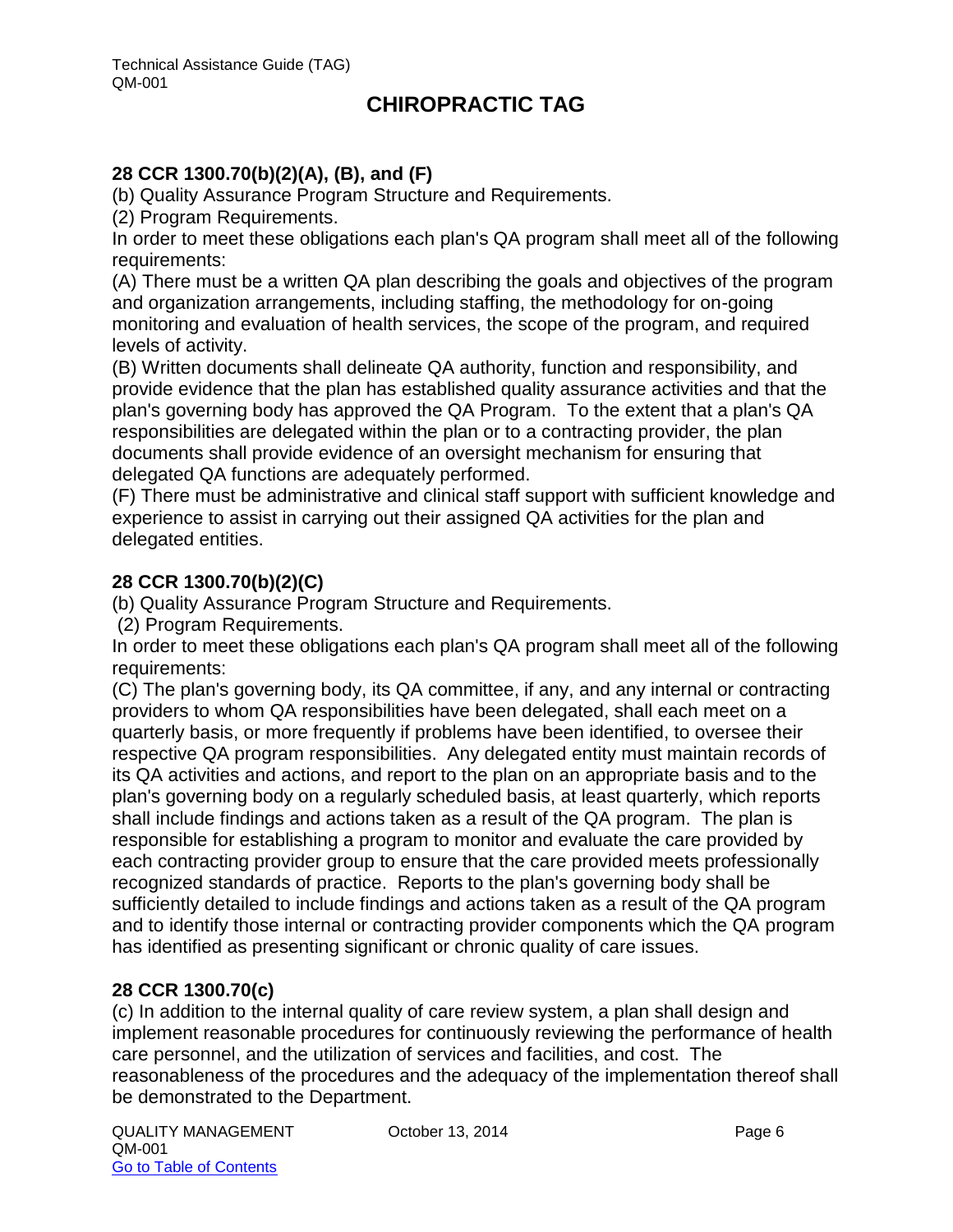## 28 CCR 1300.70(b)(2)(A), (B), and (F)

(b) Quality Assurance Program Structure and Requirements.

(2) Program Requirements.

In order to meet these obligations each plan's QA program shall meet all of the following requirements:

(A) There must be a written QA plan describing the goals and objectives of the program and organization arrangements, including staffing, the methodology for on-going monitoring and evaluation of health services, the scope of the program, and required levels of activity.

(B) Written documents shall delineate QA authority, function and responsibility, and provide evidence that the plan has established quality assurance activities and that the plan's governing body has approved the QA Program. To the extent that a plan's QA responsibilities are delegated within the plan or to a contracting provider, the plan documents shall provide evidence of an oversight mechanism for ensuring that delegated QA functions are adequately performed.

(F) There must be administrative and clinical staff support with sufficient knowledge and experience to assist in carrying out their assigned QA activities for the plan and delegated entities.

## 28 CCR 1300.70(b)(2)(C)

(b) Quality Assurance Program Structure and Requirements.

(2) Program Requirements.

In order to meet these obligations each plan's QA program shall meet all of the following requirements:

(C) The plan's governing body, its QA committee, if any, and any internal or contracting providers to whom QA responsibilities have been delegated, shall each meet on a quarterly basis, or more frequently if problems have been identified, to oversee their respective QA program responsibilities. Any delegated entity must maintain records of its QA activities and actions, and report to the plan on an appropriate basis and to the plan's governing body on a regularly scheduled basis, at least quarterly, which reports shall include findings and actions taken as a result of the QA program. The plan is responsible for establishing a program to monitor and evaluate the care provided by each contracting provider group to ensure that the care provided meets professionally recognized standards of practice. Reports to the plan's governing body shall be sufficiently detailed to include findings and actions taken as a result of the QA program and to identify those internal or contracting provider components which the QA program has identified as presenting significant or chronic quality of care issues.

## 28 CCR 1300.70(c)

(c) In addition to the internal quality of care review system, a plan shall design and implement reasonable procedures for continuously reviewing the performance of health care personnel, and the utilization of services and facilities, and cost. The reasonableness of the procedures and the adequacy of the implementation thereof shall be demonstrated to the Department.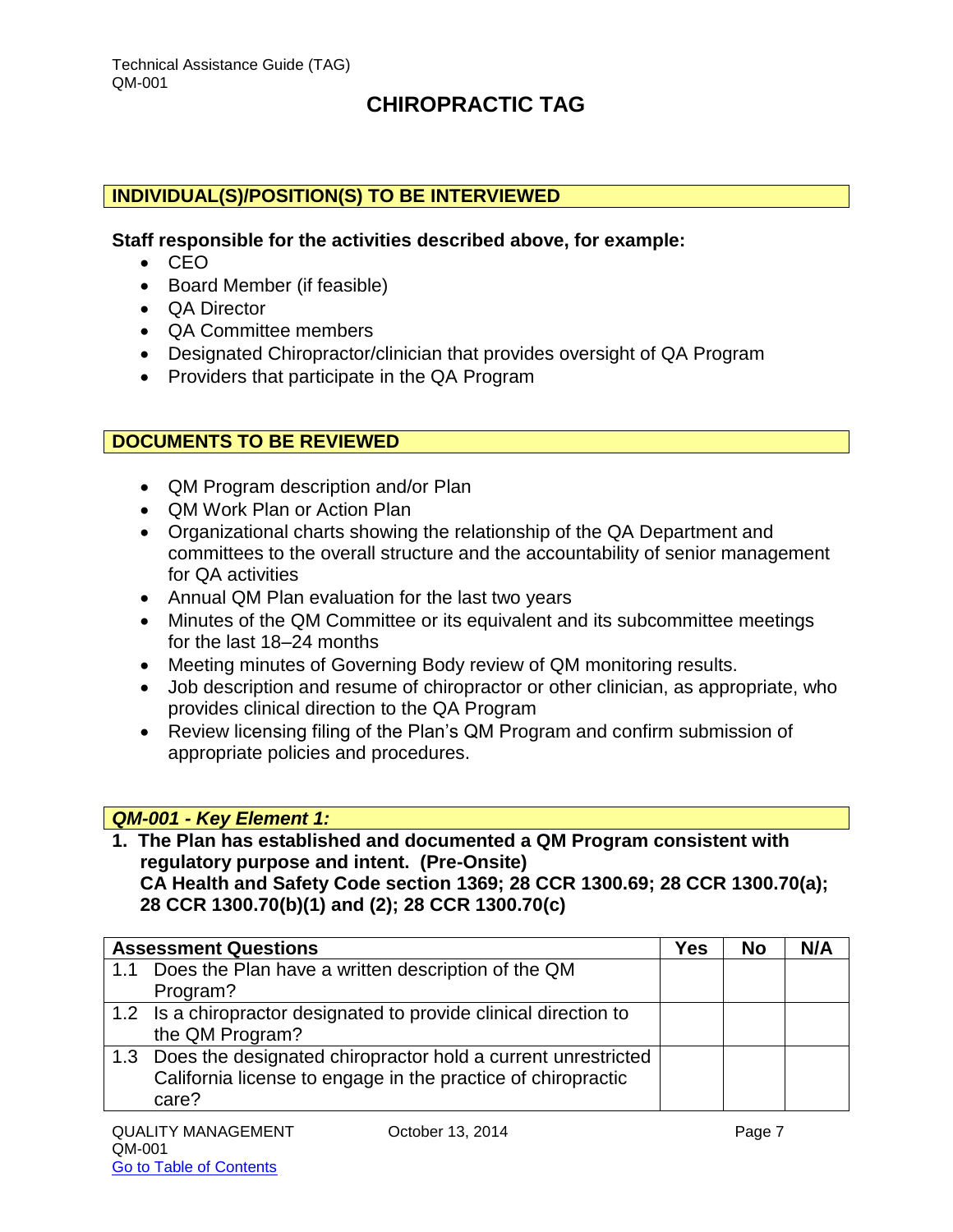## CHIROPRACTIC TAG

### INDIVIDUAL(S)/POSITION(S) TO BE INTERVIEWED

**Staff responsible for the activities described above, for example:**

- CEO
- Board Member (if feasible)
- QA Director
- QA Committee members
- Designated Chiropractor/clinician that provides oversight of QA Program
- Providers that participate in the QA Program

### DOCUMENTS TO BE REVIEWED

- QM Program description and/or Plan
- QM Work Plan or Action Plan
- Organizational charts showing the relationship of the QA Department and committees to the overall structure and the accountability of senior management for QA activities
- Annual QM Plan evaluation for the last two years
- Minutes of the QM Committee or its equivalent and its subcommittee meetings for the last 18–24 months
- Meeting minutes of Governing Body review of QM monitoring results.
- Job description and resume of chiropractor or other clinician, as appropriate, who provides clinical direction to the QA Program
- Review licensing filing of the Plan's QM Program and confirm submission of appropriate policies and procedures.

### *QM-001 - Key Element 1:*

**1. The Plan has established and documented a QM Program consistent with regulatory purpose and intent. (Pre-Onsite)**
**CA Health and Safety Code section 1369; 28 CCR 1300.69; 28 CCR 1300.70(a); 28 CCR 1300.70(b)(1) and (2); 28 CCR 1300.70(c)**

| Assessment Questions | Yes | No | N/A |
|---|---|---|---|
| 1.1 Does the Plan have a written description of the QM Program? | | | |
| 1.2 Is a chiropractor designated to provide clinical direction to the QM Program? | | | |
| 1.3 Does the designated chiropractor hold a current unrestricted California license to engage in the practice of chiropractic care? | | | |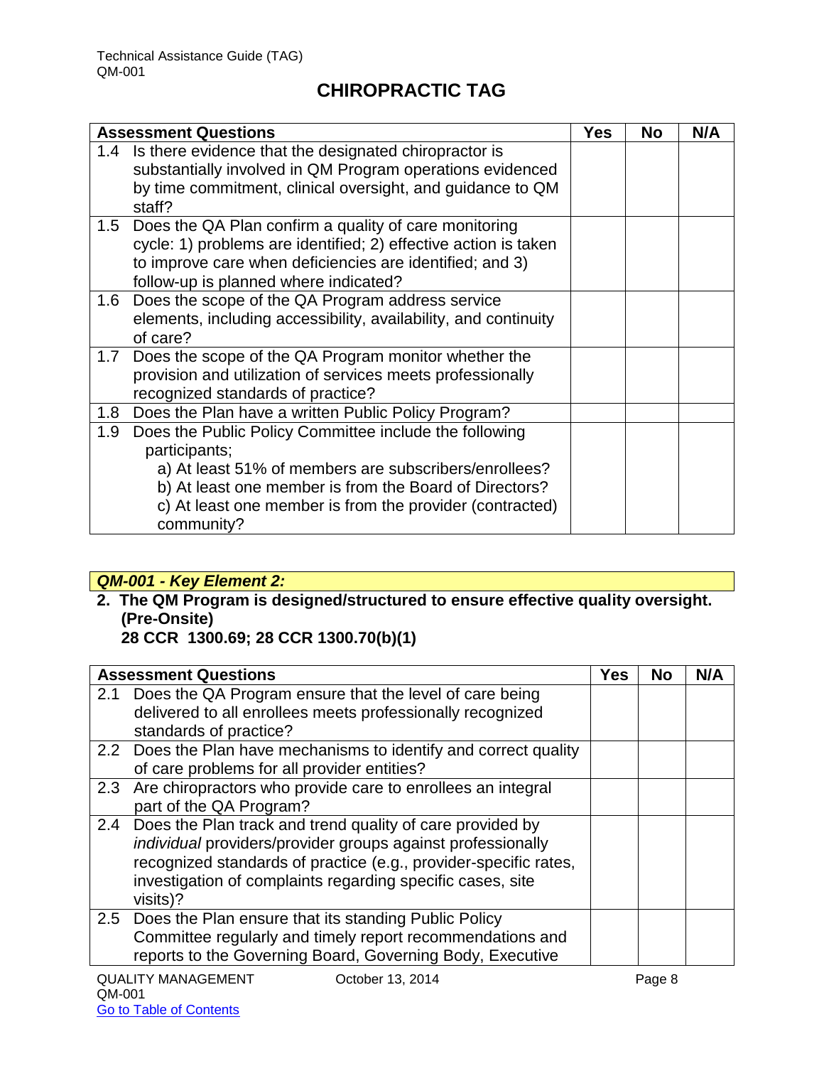# CHIROPRACTIC TAG

| Assessment Questions | Yes | No | N/A |
|---|---|---|---|
| 1.4 Is there evidence that the designated chiropractor is substantially involved in QM Program operations evidenced by time commitment, clinical oversight, and guidance to QM staff? | | | |
| 1.5 Does the QA Plan confirm a quality of care monitoring cycle: 1) problems are identified; 2) effective action is taken to improve care when deficiencies are identified; and 3) follow-up is planned where indicated? | | | |
| 1.6 Does the scope of the QA Program address service elements, including accessibility, availability, and continuity of care? | | | |
| 1.7 Does the scope of the QA Program monitor whether the provision and utilization of services meets professionally recognized standards of practice? | | | |
| 1.8 Does the Plan have a written Public Policy Program? | | | |
| 1.9 Does the Public Policy Committee include the following participants; a) At least 51% of members are subscribers/enrollees? b) At least one member is from the Board of Directors? c) At least one member is from the provider (contracted) community? | | | |

***QM-001 - Key Element 2:***

**2. The QM Program is designed/structured to ensure effective quality oversight. (Pre-Onsite)**
**28 CCR 1300.69; 28 CCR 1300.70(b)(1)**

| Assessment Questions | Yes | No | N/A |
|---|---|---|---|
| 2.1 Does the QA Program ensure that the level of care being delivered to all enrollees meets professionally recognized standards of practice? | | | |
| 2.2 Does the Plan have mechanisms to identify and correct quality of care problems for all provider entities? | | | |
| 2.3 Are chiropractors who provide care to enrollees an integral part of the QA Program? | | | |
| 2.4 Does the Plan track and trend quality of care provided by *individual* providers/provider groups against professionally recognized standards of practice (e.g., provider-specific rates, investigation of complaints regarding specific cases, site visits)? | | | |
| 2.5 Does the Plan ensure that its standing Public Policy Committee regularly and timely report recommendations and reports to the Governing Board, Governing Body, Executive | | | |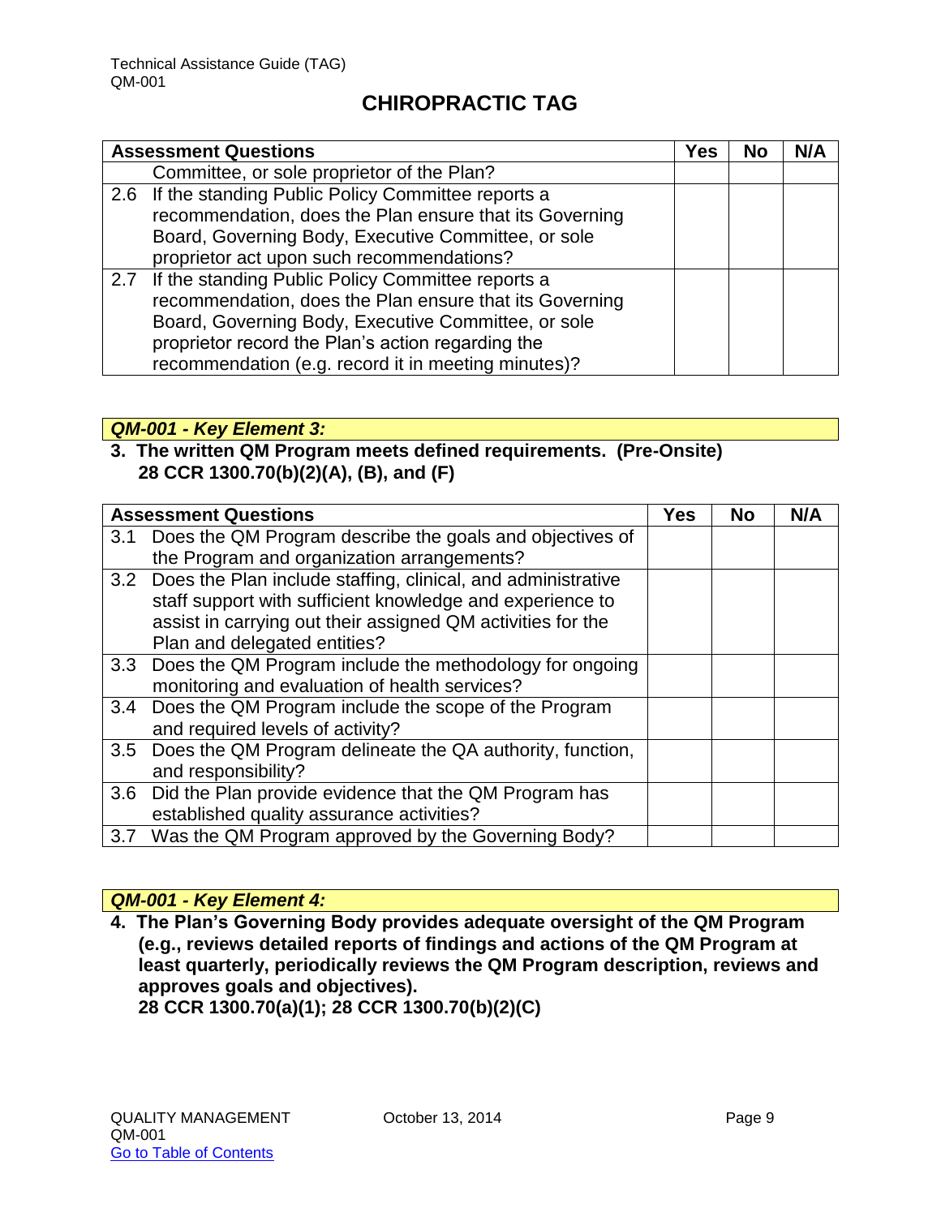# CHIROPRACTIC TAG

| Assessment Questions | Yes | No | N/A |
|---|---|---|---|
| Committee, or sole proprietor of the Plan? | | | |
| 2.6 If the standing Public Policy Committee reports a recommendation, does the Plan ensure that its Governing Board, Governing Body, Executive Committee, or sole proprietor act upon such recommendations? | | | |
| 2.7 If the standing Public Policy Committee reports a recommendation, does the Plan ensure that its Governing Board, Governing Body, Executive Committee, or sole proprietor record the Plan's action regarding the recommendation (e.g. record it in meeting minutes)? | | | |

***QM-001 - Key Element 3:***

**3. The written QM Program meets defined requirements. (Pre-Onsite) 28 CCR 1300.70(b)(2)(A), (B), and (F)**

| Assessment Questions | Yes | No | N/A |
|---|---|---|---|
| 3.1 Does the QM Program describe the goals and objectives of the Program and organization arrangements? | | | |
| 3.2 Does the Plan include staffing, clinical, and administrative staff support with sufficient knowledge and experience to assist in carrying out their assigned QM activities for the Plan and delegated entities? | | | |
| 3.3 Does the QM Program include the methodology for ongoing monitoring and evaluation of health services? | | | |
| 3.4 Does the QM Program include the scope of the Program and required levels of activity? | | | |
| 3.5 Does the QM Program delineate the QA authority, function, and responsibility? | | | |
| 3.6 Did the Plan provide evidence that the QM Program has established quality assurance activities? | | | |
| 3.7 Was the QM Program approved by the Governing Body? | | | |

***QM-001 - Key Element 4:***

**4. The Plan's Governing Body provides adequate oversight of the QM Program (e.g., reviews detailed reports of findings and actions of the QM Program at least quarterly, periodically reviews the QM Program description, reviews and approves goals and objectives). 28 CCR 1300.70(a)(1); 28 CCR 1300.70(b)(2)(C)**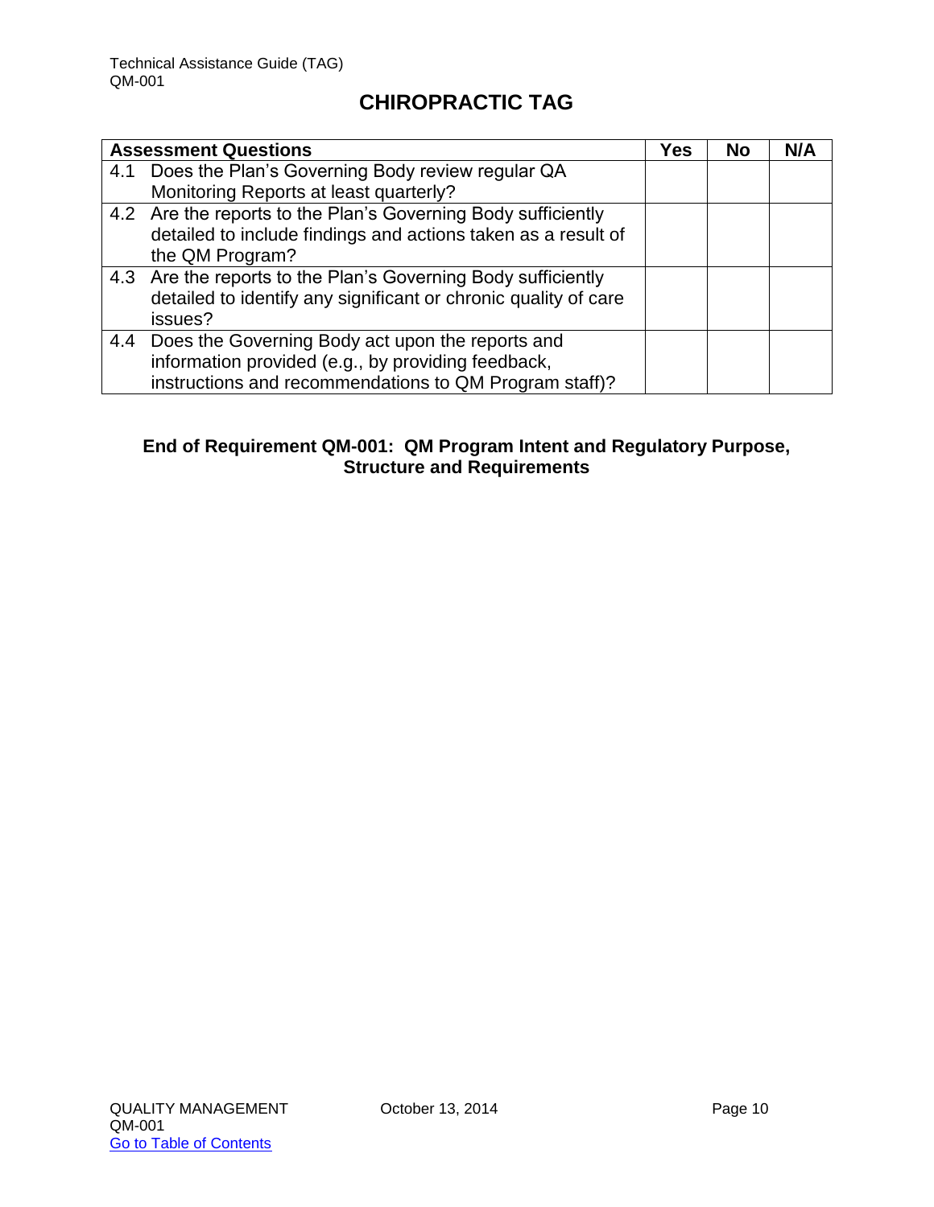# CHIROPRACTIC TAG

| Assessment Questions | Yes | No | N/A |
|---|---|---|---|
| 4.1 Does the Plan's Governing Body review regular QA Monitoring Reports at least quarterly? | | | |
| 4.2 Are the reports to the Plan's Governing Body sufficiently detailed to include findings and actions taken as a result of the QM Program? | | | |
| 4.3 Are the reports to the Plan's Governing Body sufficiently detailed to identify any significant or chronic quality of care issues? | | | |
| 4.4 Does the Governing Body act upon the reports and information provided (e.g., by providing feedback, instructions and recommendations to QM Program staff)? | | | |

**End of Requirement QM-001: QM Program Intent and Regulatory Purpose, Structure and Requirements**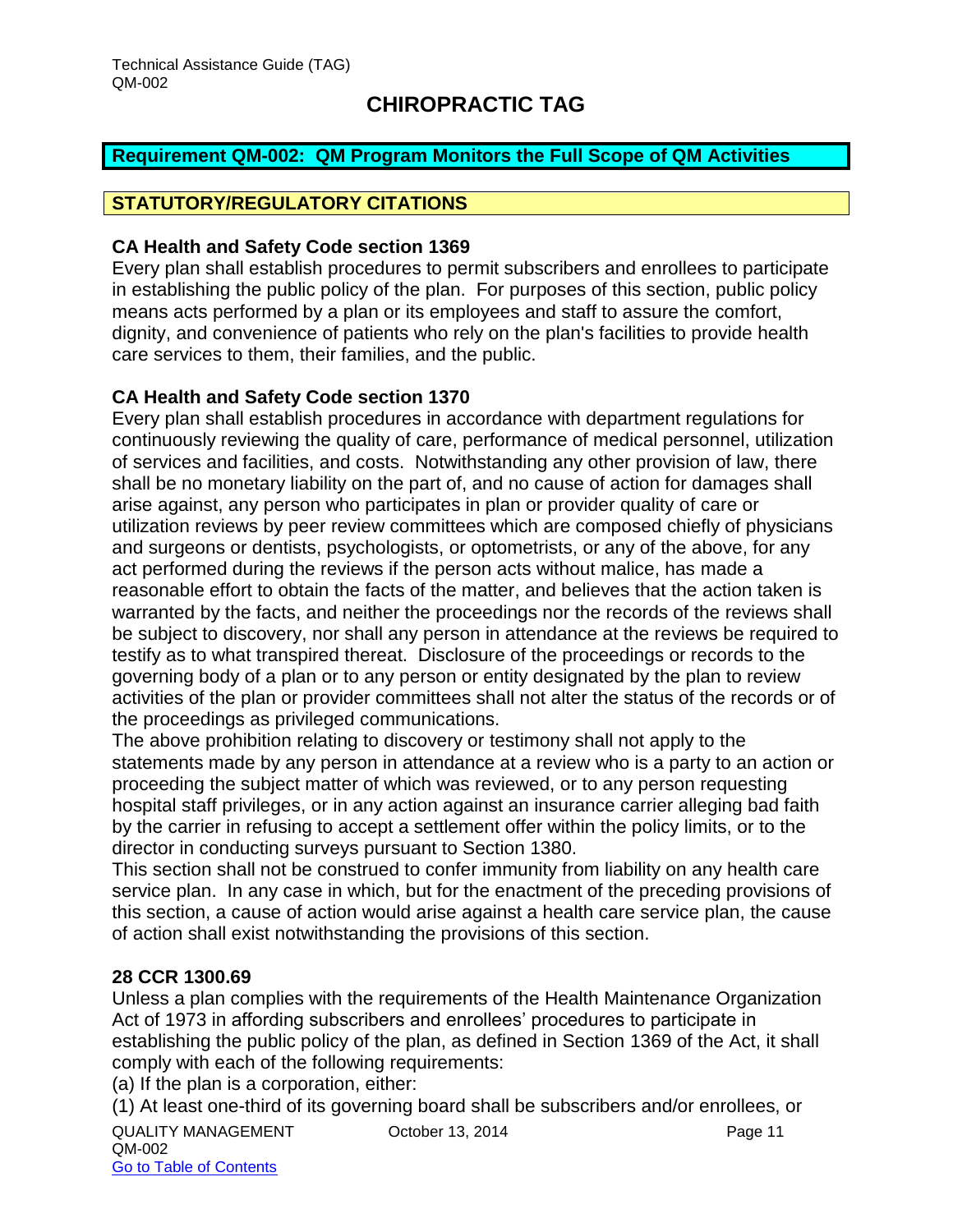# CHIROPRACTIC TAG

## Requirement QM-002: QM Program Monitors the Full Scope of QM Activities

## STATUTORY/REGULATORY CITATIONS

**CA Health and Safety Code section 1369**

Every plan shall establish procedures to permit subscribers and enrollees to participate in establishing the public policy of the plan. For purposes of this section, public policy means acts performed by a plan or its employees and staff to assure the comfort, dignity, and convenience of patients who rely on the plan's facilities to provide health care services to them, their families, and the public.

**CA Health and Safety Code section 1370**

Every plan shall establish procedures in accordance with department regulations for continuously reviewing the quality of care, performance of medical personnel, utilization of services and facilities, and costs. Notwithstanding any other provision of law, there shall be no monetary liability on the part of, and no cause of action for damages shall arise against, any person who participates in plan or provider quality of care or utilization reviews by peer review committees which are composed chiefly of physicians and surgeons or dentists, psychologists, or optometrists, or any of the above, for any act performed during the reviews if the person acts without malice, has made a reasonable effort to obtain the facts of the matter, and believes that the action taken is warranted by the facts, and neither the proceedings nor the records of the reviews shall be subject to discovery, nor shall any person in attendance at the reviews be required to testify as to what transpired thereat. Disclosure of the proceedings or records to the governing body of a plan or to any person or entity designated by the plan to review activities of the plan or provider committees shall not alter the status of the records or of the proceedings as privileged communications.

The above prohibition relating to discovery or testimony shall not apply to the statements made by any person in attendance at a review who is a party to an action or proceeding the subject matter of which was reviewed, or to any person requesting hospital staff privileges, or in any action against an insurance carrier alleging bad faith by the carrier in refusing to accept a settlement offer within the policy limits, or to the director in conducting surveys pursuant to Section 1380.

This section shall not be construed to confer immunity from liability on any health care service plan. In any case in which, but for the enactment of the preceding provisions of this section, a cause of action would arise against a health care service plan, the cause of action shall exist notwithstanding the provisions of this section.

**28 CCR 1300.69**

Unless a plan complies with the requirements of the Health Maintenance Organization Act of 1973 in affording subscribers and enrollees' procedures to participate in establishing the public policy of the plan, as defined in Section 1369 of the Act, it shall comply with each of the following requirements:

(a) If the plan is a corporation, either:

(1) At least one-third of its governing board shall be subscribers and/or enrollees, or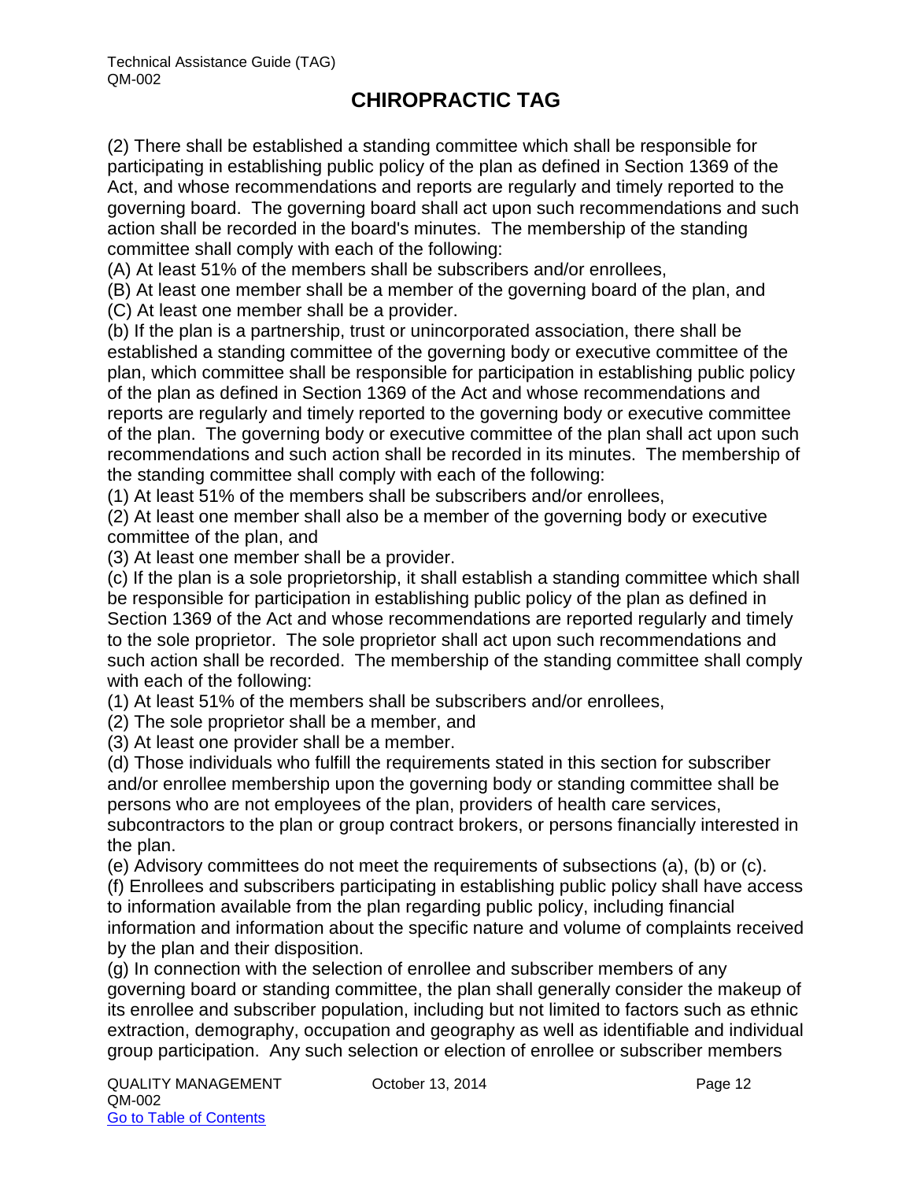(2) There shall be established a standing committee which shall be responsible for participating in establishing public policy of the plan as defined in Section 1369 of the Act, and whose recommendations and reports are regularly and timely reported to the governing board. The governing board shall act upon such recommendations and such action shall be recorded in the board's minutes. The membership of the standing committee shall comply with each of the following:

(A) At least 51% of the members shall be subscribers and/or enrollees,

(B) At least one member shall be a member of the governing board of the plan, and

(C) At least one member shall be a provider.

(b) If the plan is a partnership, trust or unincorporated association, there shall be established a standing committee of the governing body or executive committee of the plan, which committee shall be responsible for participation in establishing public policy of the plan as defined in Section 1369 of the Act and whose recommendations and reports are regularly and timely reported to the governing body or executive committee of the plan. The governing body or executive committee of the plan shall act upon such recommendations and such action shall be recorded in its minutes. The membership of the standing committee shall comply with each of the following:

(1) At least 51% of the members shall be subscribers and/or enrollees,

(2) At least one member shall also be a member of the governing body or executive committee of the plan, and

(3) At least one member shall be a provider.

(c) If the plan is a sole proprietorship, it shall establish a standing committee which shall be responsible for participation in establishing public policy of the plan as defined in Section 1369 of the Act and whose recommendations are reported regularly and timely to the sole proprietor. The sole proprietor shall act upon such recommendations and such action shall be recorded. The membership of the standing committee shall comply with each of the following:

(1) At least 51% of the members shall be subscribers and/or enrollees,

(2) The sole proprietor shall be a member, and

(3) At least one provider shall be a member.

(d) Those individuals who fulfill the requirements stated in this section for subscriber and/or enrollee membership upon the governing body or standing committee shall be persons who are not employees of the plan, providers of health care services, subcontractors to the plan or group contract brokers, or persons financially interested in the plan.

(e) Advisory committees do not meet the requirements of subsections (a), (b) or (c).

(f) Enrollees and subscribers participating in establishing public policy shall have access to information available from the plan regarding public policy, including financial information and information about the specific nature and volume of complaints received by the plan and their disposition.

(g) In connection with the selection of enrollee and subscriber members of any governing board or standing committee, the plan shall generally consider the makeup of its enrollee and subscriber population, including but not limited to factors such as ethnic extraction, demography, occupation and geography as well as identifiable and individual group participation. Any such selection or election of enrollee or subscriber members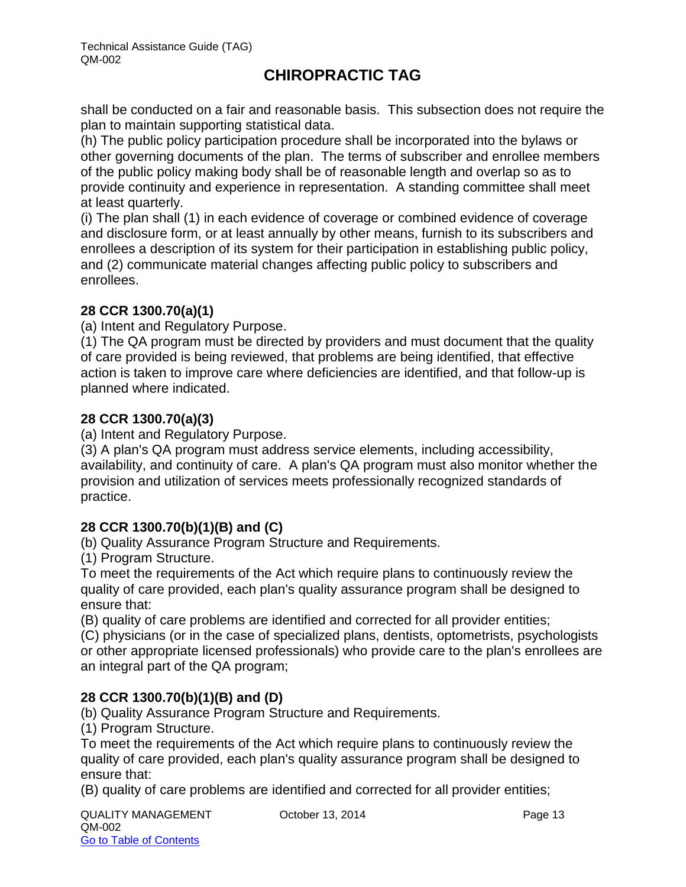shall be conducted on a fair and reasonable basis. This subsection does not require the plan to maintain supporting statistical data.

(h) The public policy participation procedure shall be incorporated into the bylaws or other governing documents of the plan. The terms of subscriber and enrollee members of the public policy making body shall be of reasonable length and overlap so as to provide continuity and experience in representation. A standing committee shall meet at least quarterly.

(i) The plan shall (1) in each evidence of coverage or combined evidence of coverage and disclosure form, or at least annually by other means, furnish to its subscribers and enrollees a description of its system for their participation in establishing public policy, and (2) communicate material changes affecting public policy to subscribers and enrollees.

**28 CCR 1300.70(a)(1)**

(a) Intent and Regulatory Purpose.

(1) The QA program must be directed by providers and must document that the quality of care provided is being reviewed, that problems are being identified, that effective action is taken to improve care where deficiencies are identified, and that follow-up is planned where indicated.

**28 CCR 1300.70(a)(3)**

(a) Intent and Regulatory Purpose.

(3) A plan's QA program must address service elements, including accessibility, availability, and continuity of care. A plan's QA program must also monitor whether the provision and utilization of services meets professionally recognized standards of practice.

**28 CCR 1300.70(b)(1)(B) and (C)**

(b) Quality Assurance Program Structure and Requirements.

(1) Program Structure.

To meet the requirements of the Act which require plans to continuously review the quality of care provided, each plan's quality assurance program shall be designed to ensure that:

(B) quality of care problems are identified and corrected for all provider entities;

(C) physicians (or in the case of specialized plans, dentists, optometrists, psychologists or other appropriate licensed professionals) who provide care to the plan's enrollees are an integral part of the QA program;

**28 CCR 1300.70(b)(1)(B) and (D)**

(b) Quality Assurance Program Structure and Requirements.

(1) Program Structure.

To meet the requirements of the Act which require plans to continuously review the quality of care provided, each plan's quality assurance program shall be designed to ensure that:

(B) quality of care problems are identified and corrected for all provider entities;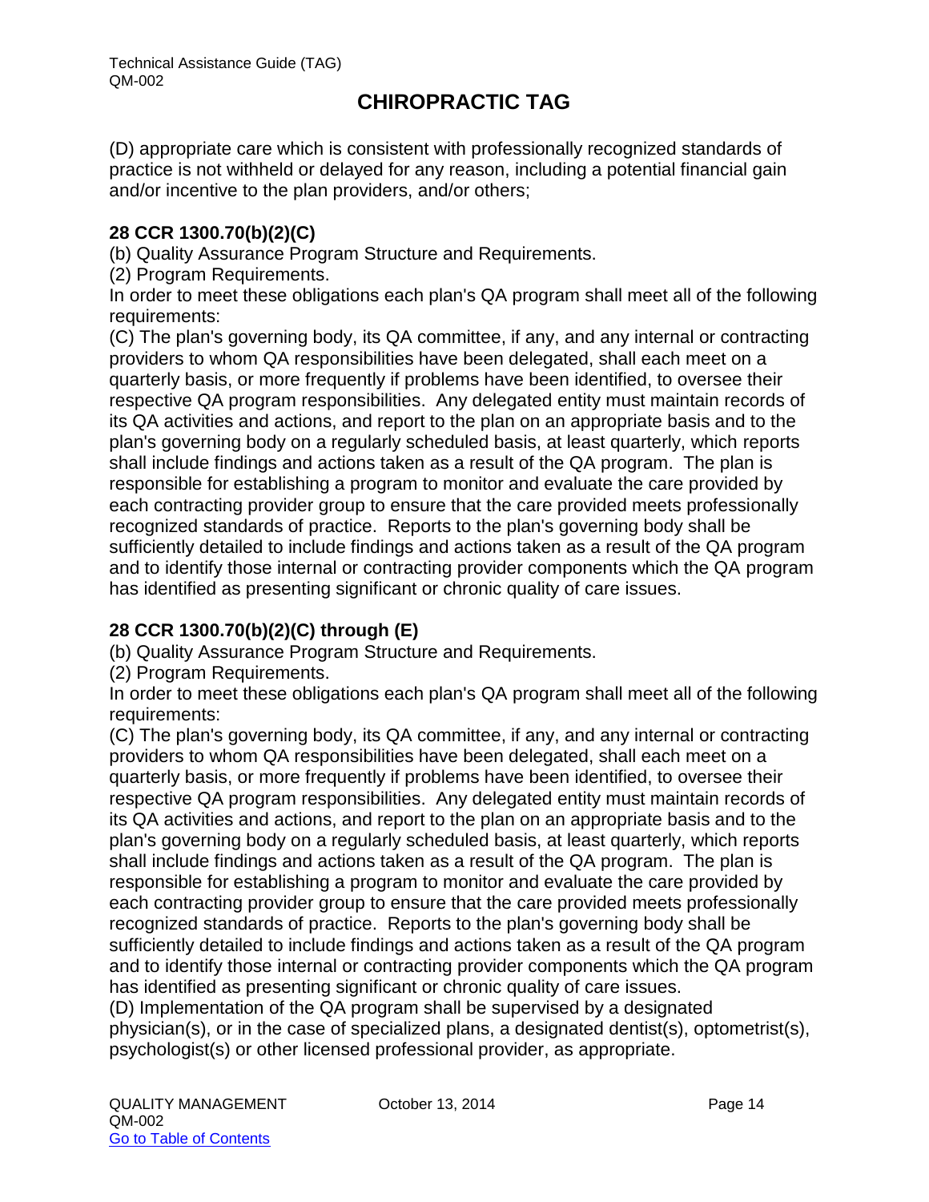(D) appropriate care which is consistent with professionally recognized standards of practice is not withheld or delayed for any reason, including a potential financial gain and/or incentive to the plan providers, and/or others;

**28 CCR 1300.70(b)(2)(C)**

(b) Quality Assurance Program Structure and Requirements.

(2) Program Requirements.

In order to meet these obligations each plan's QA program shall meet all of the following requirements:

(C) The plan's governing body, its QA committee, if any, and any internal or contracting providers to whom QA responsibilities have been delegated, shall each meet on a quarterly basis, or more frequently if problems have been identified, to oversee their respective QA program responsibilities. Any delegated entity must maintain records of its QA activities and actions, and report to the plan on an appropriate basis and to the plan's governing body on a regularly scheduled basis, at least quarterly, which reports shall include findings and actions taken as a result of the QA program. The plan is responsible for establishing a program to monitor and evaluate the care provided by each contracting provider group to ensure that the care provided meets professionally recognized standards of practice. Reports to the plan's governing body shall be sufficiently detailed to include findings and actions taken as a result of the QA program and to identify those internal or contracting provider components which the QA program has identified as presenting significant or chronic quality of care issues.

**28 CCR 1300.70(b)(2)(C) through (E)**

(b) Quality Assurance Program Structure and Requirements.

(2) Program Requirements.

In order to meet these obligations each plan's QA program shall meet all of the following requirements:

(C) The plan's governing body, its QA committee, if any, and any internal or contracting providers to whom QA responsibilities have been delegated, shall each meet on a quarterly basis, or more frequently if problems have been identified, to oversee their respective QA program responsibilities. Any delegated entity must maintain records of its QA activities and actions, and report to the plan on an appropriate basis and to the plan's governing body on a regularly scheduled basis, at least quarterly, which reports shall include findings and actions taken as a result of the QA program. The plan is responsible for establishing a program to monitor and evaluate the care provided by each contracting provider group to ensure that the care provided meets professionally recognized standards of practice. Reports to the plan's governing body shall be sufficiently detailed to include findings and actions taken as a result of the QA program and to identify those internal or contracting provider components which the QA program has identified as presenting significant or chronic quality of care issues.

(D) Implementation of the QA program shall be supervised by a designated physician(s), or in the case of specialized plans, a designated dentist(s), optometrist(s), psychologist(s) or other licensed professional provider, as appropriate.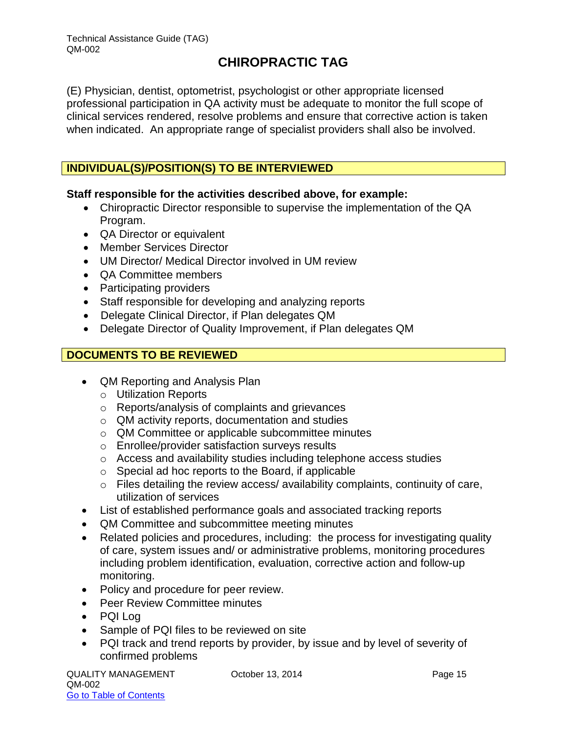# CHIROPRACTIC TAG

(E) Physician, dentist, optometrist, psychologist or other appropriate licensed professional participation in QA activity must be adequate to monitor the full scope of clinical services rendered, resolve problems and ensure that corrective action is taken when indicated. An appropriate range of specialist providers shall also be involved.

## INDIVIDUAL(S)/POSITION(S) TO BE INTERVIEWED

**Staff responsible for the activities described above, for example:**

- Chiropractic Director responsible to supervise the implementation of the QA Program.
- QA Director or equivalent
- Member Services Director
- UM Director/ Medical Director involved in UM review
- QA Committee members
- Participating providers
- Staff responsible for developing and analyzing reports
- Delegate Clinical Director, if Plan delegates QM
- Delegate Director of Quality Improvement, if Plan delegates QM

## DOCUMENTS TO BE REVIEWED

- QM Reporting and Analysis Plan
  - Utilization Reports
  - Reports/analysis of complaints and grievances
  - QM activity reports, documentation and studies
  - QM Committee or applicable subcommittee minutes
  - Enrollee/provider satisfaction surveys results
  - Access and availability studies including telephone access studies
  - Special ad hoc reports to the Board, if applicable
  - Files detailing the review access/ availability complaints, continuity of care, utilization of services
- List of established performance goals and associated tracking reports
- QM Committee and subcommittee meeting minutes
- Related policies and procedures, including: the process for investigating quality of care, system issues and/ or administrative problems, monitoring procedures including problem identification, evaluation, corrective action and follow-up monitoring.
- Policy and procedure for peer review.
- Peer Review Committee minutes
- PQI Log
- Sample of PQI files to be reviewed on site
- PQI track and trend reports by provider, by issue and by level of severity of confirmed problems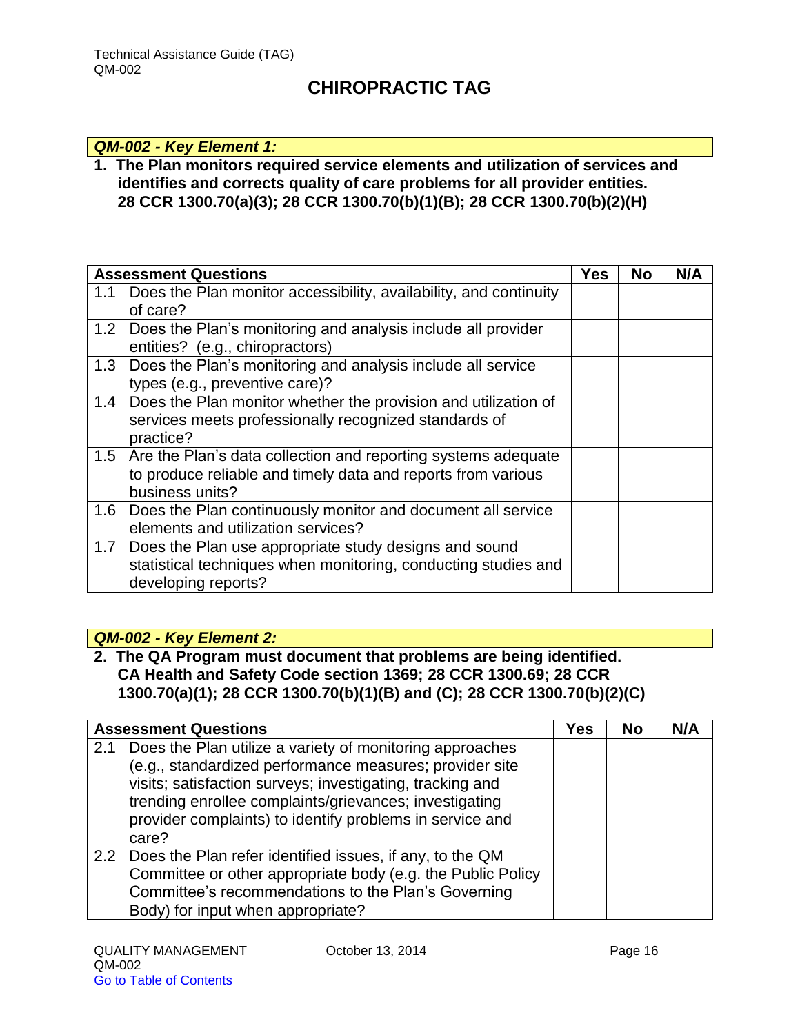# CHIROPRACTIC TAG

***QM-002 - Key Element 1:***

**1. The Plan monitors required service elements and utilization of services and identifies and corrects quality of care problems for all provider entities. 28 CCR 1300.70(a)(3); 28 CCR 1300.70(b)(1)(B); 28 CCR 1300.70(b)(2)(H)**

| Assessment Questions | Yes | No | N/A |
|---|---|---|---|
| 1.1 Does the Plan monitor accessibility, availability, and continuity of care? | | | |
| 1.2 Does the Plan's monitoring and analysis include all provider entities? (e.g., chiropractors) | | | |
| 1.3 Does the Plan's monitoring and analysis include all service types (e.g., preventive care)? | | | |
| 1.4 Does the Plan monitor whether the provision and utilization of services meets professionally recognized standards of practice? | | | |
| 1.5 Are the Plan's data collection and reporting systems adequate to produce reliable and timely data and reports from various business units? | | | |
| 1.6 Does the Plan continuously monitor and document all service elements and utilization services? | | | |
| 1.7 Does the Plan use appropriate study designs and sound statistical techniques when monitoring, conducting studies and developing reports? | | | |

***QM-002 - Key Element 2:***

**2. The QA Program must document that problems are being identified. CA Health and Safety Code section 1369; 28 CCR 1300.69; 28 CCR 1300.70(a)(1); 28 CCR 1300.70(b)(1)(B) and (C); 28 CCR 1300.70(b)(2)(C)**

| Assessment Questions | Yes | No | N/A |
|---|---|---|---|
| 2.1 Does the Plan utilize a variety of monitoring approaches (e.g., standardized performance measures; provider site visits; satisfaction surveys; investigating, tracking and trending enrollee complaints/grievances; investigating provider complaints) to identify problems in service and care? | | | |
| 2.2 Does the Plan refer identified issues, if any, to the QM Committee or other appropriate body (e.g. the Public Policy Committee's recommendations to the Plan's Governing Body) for input when appropriate? | | | |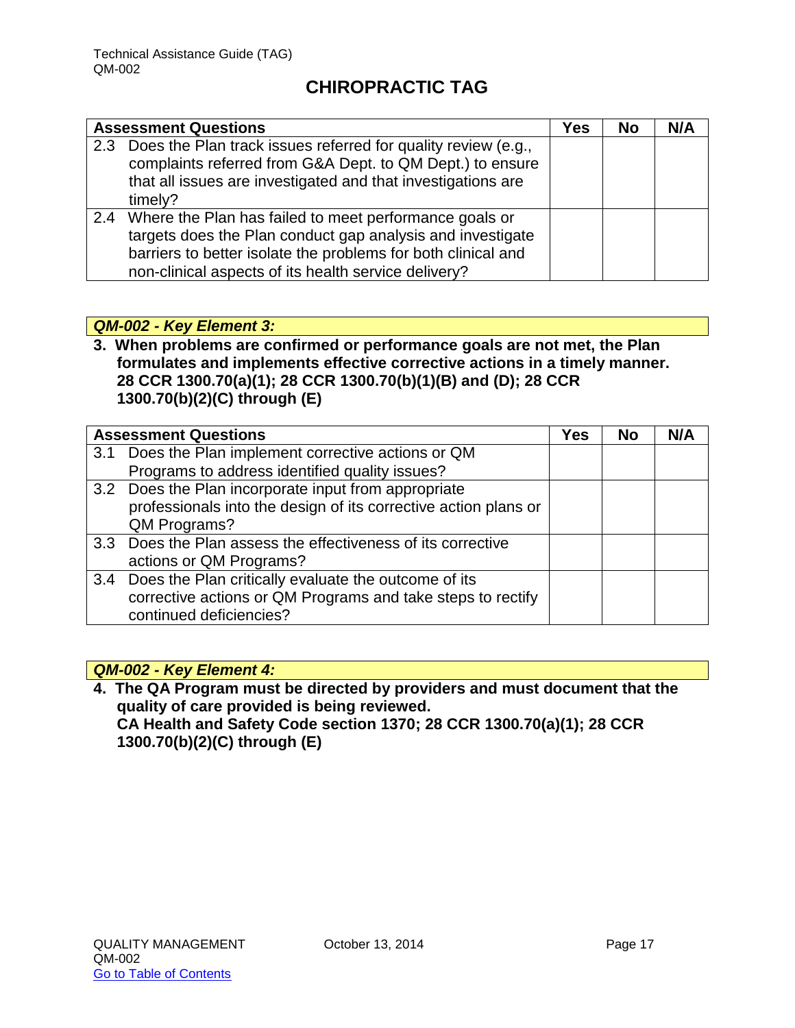# CHIROPRACTIC TAG

| Assessment Questions | Yes | No | N/A |
|---|---|---|---|
| 2.3 Does the Plan track issues referred for quality review (e.g., complaints referred from G&A Dept. to QM Dept.) to ensure that all issues are investigated and that investigations are timely? | | | |
| 2.4 Where the Plan has failed to meet performance goals or targets does the Plan conduct gap analysis and investigate barriers to better isolate the problems for both clinical and non-clinical aspects of its health service delivery? | | | |

### *QM-002 - Key Element 3:*

**3. When problems are confirmed or performance goals are not met, the Plan formulates and implements effective corrective actions in a timely manner. 28 CCR 1300.70(a)(1); 28 CCR 1300.70(b)(1)(B) and (D); 28 CCR 1300.70(b)(2)(C) through (E)**

| Assessment Questions | Yes | No | N/A |
|---|---|---|---|
| 3.1 Does the Plan implement corrective actions or QM Programs to address identified quality issues? | | | |
| 3.2 Does the Plan incorporate input from appropriate professionals into the design of its corrective action plans or QM Programs? | | | |
| 3.3 Does the Plan assess the effectiveness of its corrective actions or QM Programs? | | | |
| 3.4 Does the Plan critically evaluate the outcome of its corrective actions or QM Programs and take steps to rectify continued deficiencies? | | | |

### *QM-002 - Key Element 4:*

**4. The QA Program must be directed by providers and must document that the quality of care provided is being reviewed.
CA Health and Safety Code section 1370; 28 CCR 1300.70(a)(1); 28 CCR 1300.70(b)(2)(C) through (E)**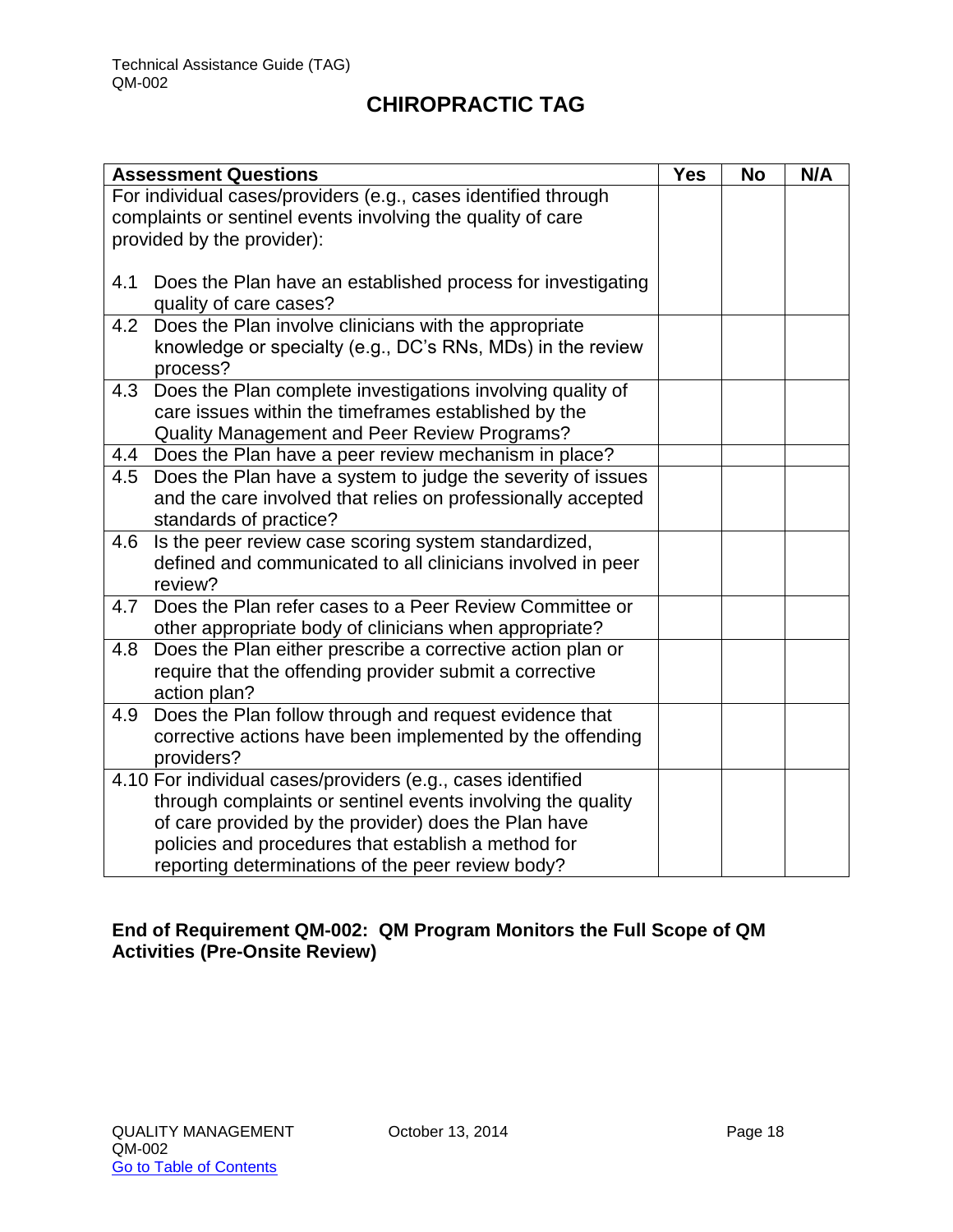## CHIROPRACTIC TAG

| Assessment Questions | Yes | No | N/A |
|---|---|---|---|
| For individual cases/providers (e.g., cases identified through complaints or sentinel events involving the quality of care provided by the provider):<br><br>4.1 Does the Plan have an established process for investigating quality of care cases? | | | |
| 4.2 Does the Plan involve clinicians with the appropriate knowledge or specialty (e.g., DC's RNs, MDs) in the review process? | | | |
| 4.3 Does the Plan complete investigations involving quality of care issues within the timeframes established by the Quality Management and Peer Review Programs? | | | |
| 4.4 Does the Plan have a peer review mechanism in place? | | | |
| 4.5 Does the Plan have a system to judge the severity of issues and the care involved that relies on professionally accepted standards of practice? | | | |
| 4.6 Is the peer review case scoring system standardized, defined and communicated to all clinicians involved in peer review? | | | |
| 4.7 Does the Plan refer cases to a Peer Review Committee or other appropriate body of clinicians when appropriate? | | | |
| 4.8 Does the Plan either prescribe a corrective action plan or require that the offending provider submit a corrective action plan? | | | |
| 4.9 Does the Plan follow through and request evidence that corrective actions have been implemented by the offending providers? | | | |
| 4.10 For individual cases/providers (e.g., cases identified through complaints or sentinel events involving the quality of care provided by the provider) does the Plan have policies and procedures that establish a method for reporting determinations of the peer review body? | | | |

**End of Requirement QM-002: QM Program Monitors the Full Scope of QM Activities (Pre-Onsite Review)**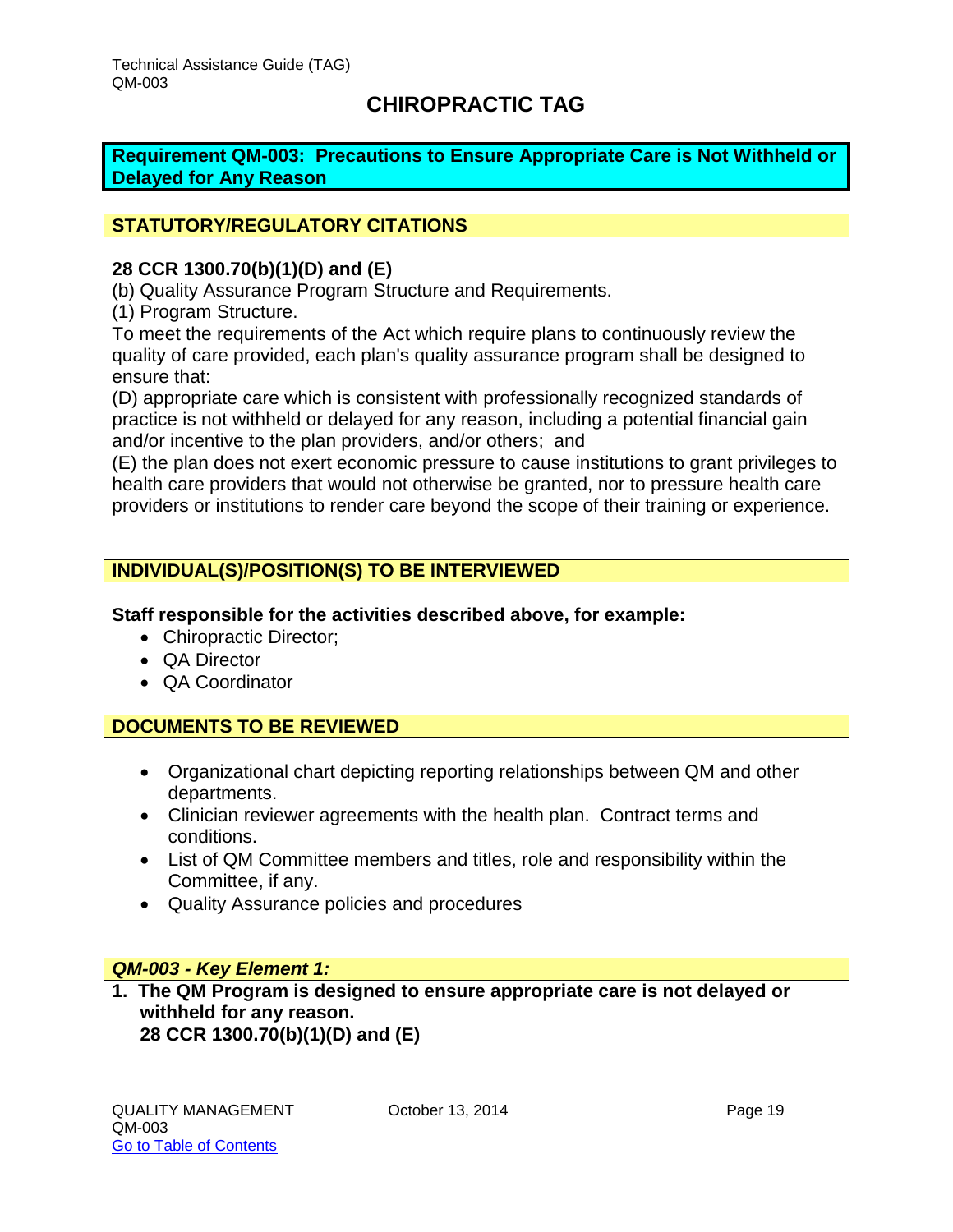# CHIROPRACTIC TAG

## Requirement QM-003: Precautions to Ensure Appropriate Care is Not Withheld or Delayed for Any Reason

### STATUTORY/REGULATORY CITATIONS

**28 CCR 1300.70(b)(1)(D) and (E)**

(b) Quality Assurance Program Structure and Requirements.

(1) Program Structure.

To meet the requirements of the Act which require plans to continuously review the quality of care provided, each plan's quality assurance program shall be designed to ensure that:

(D) appropriate care which is consistent with professionally recognized standards of practice is not withheld or delayed for any reason, including a potential financial gain and/or incentive to the plan providers, and/or others; and

(E) the plan does not exert economic pressure to cause institutions to grant privileges to health care providers that would not otherwise be granted, nor to pressure health care providers or institutions to render care beyond the scope of their training or experience.

### INDIVIDUAL(S)/POSITION(S) TO BE INTERVIEWED

**Staff responsible for the activities described above, for example:**

- Chiropractic Director;
- QA Director
- QA Coordinator

### DOCUMENTS TO BE REVIEWED

- Organizational chart depicting reporting relationships between QM and other departments.
- Clinician reviewer agreements with the health plan. Contract terms and conditions.
- List of QM Committee members and titles, role and responsibility within the Committee, if any.
- Quality Assurance policies and procedures

### *QM-003 - Key Element 1:*

1. **The QM Program is designed to ensure appropriate care is not delayed or withheld for any reason.**
   **28 CCR 1300.70(b)(1)(D) and (E)**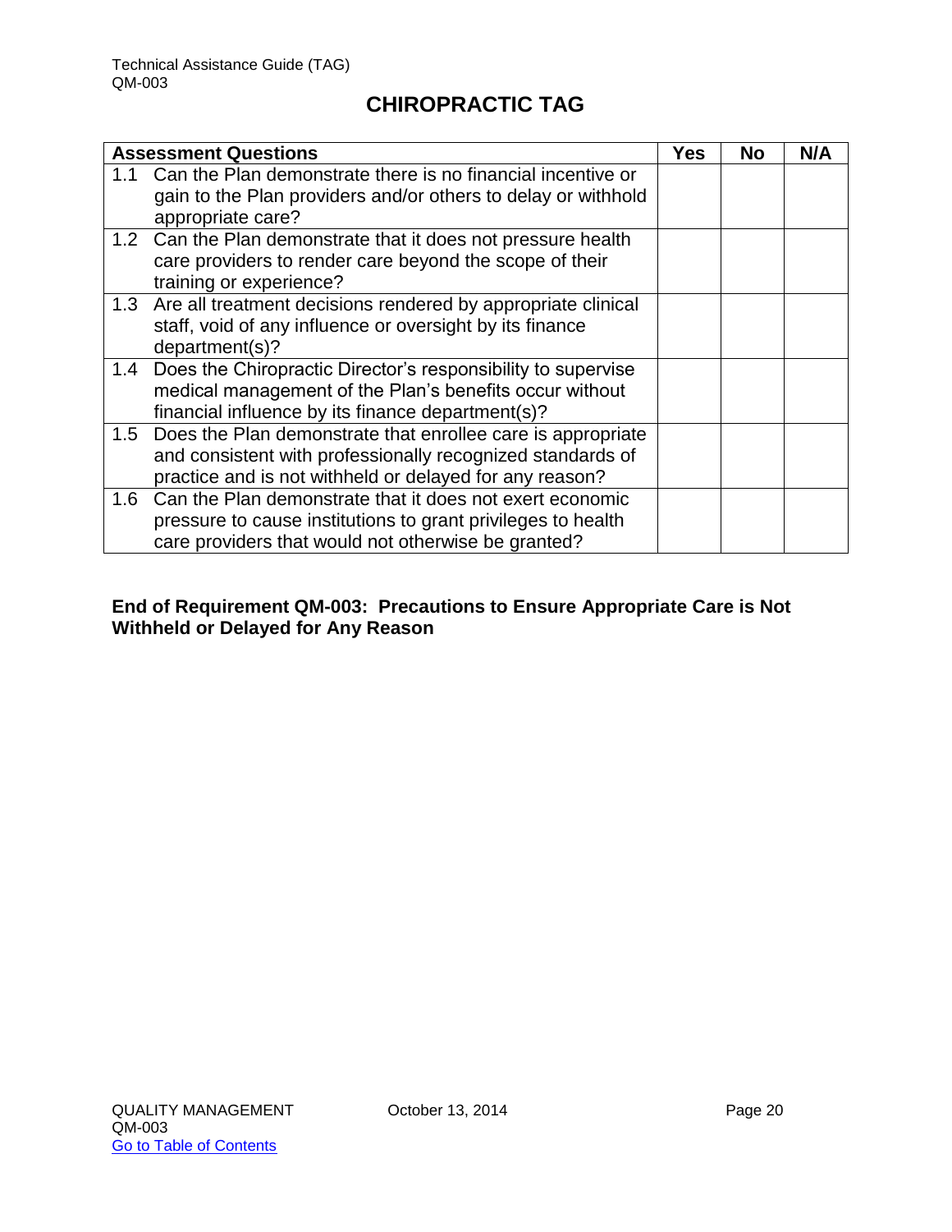# CHIROPRACTIC TAG

| Assessment Questions | Yes | No | N/A |
|---|---|---|---|
| 1.1 Can the Plan demonstrate there is no financial incentive or gain to the Plan providers and/or others to delay or withhold appropriate care? | | | |
| 1.2 Can the Plan demonstrate that it does not pressure health care providers to render care beyond the scope of their training or experience? | | | |
| 1.3 Are all treatment decisions rendered by appropriate clinical staff, void of any influence or oversight by its finance department(s)? | | | |
| 1.4 Does the Chiropractic Director's responsibility to supervise medical management of the Plan's benefits occur without financial influence by its finance department(s)? | | | |
| 1.5 Does the Plan demonstrate that enrollee care is appropriate and consistent with professionally recognized standards of practice and is not withheld or delayed for any reason? | | | |
| 1.6 Can the Plan demonstrate that it does not exert economic pressure to cause institutions to grant privileges to health care providers that would not otherwise be granted? | | | |

**End of Requirement QM-003: Precautions to Ensure Appropriate Care is Not Withheld or Delayed for Any Reason**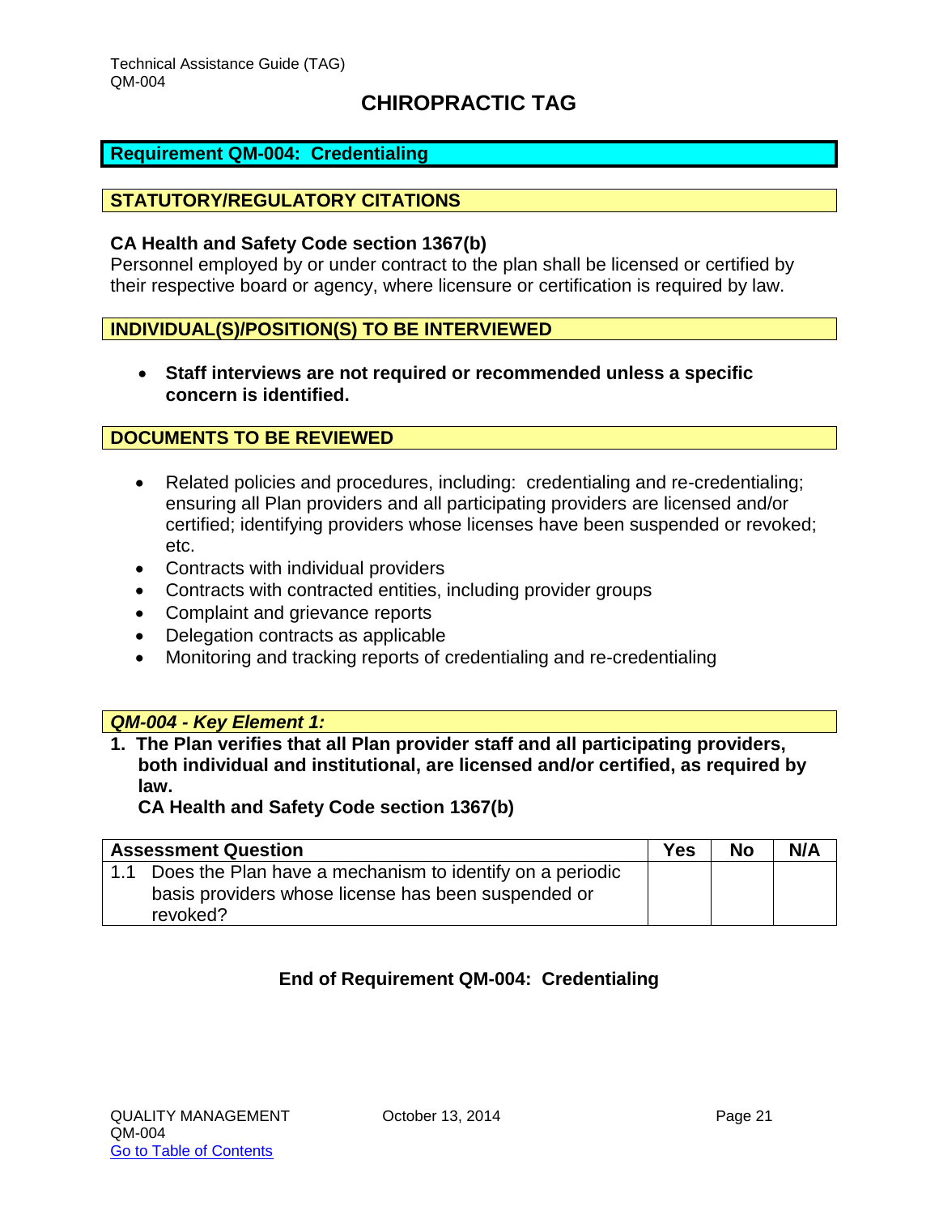# CHIROPRACTIC TAG

## Requirement QM-004: Credentialing

### STATUTORY/REGULATORY CITATIONS

**CA Health and Safety Code section 1367(b)**
Personnel employed by or under contract to the plan shall be licensed or certified by their respective board or agency, where licensure or certification is required by law.

### INDIVIDUAL(S)/POSITION(S) TO BE INTERVIEWED

- **Staff interviews are not required or recommended unless a specific concern is identified.**

### DOCUMENTS TO BE REVIEWED

- Related policies and procedures, including: credentialing and re-credentialing; ensuring all Plan providers and all participating providers are licensed and/or certified; identifying providers whose licenses have been suspended or revoked; etc.
- Contracts with individual providers
- Contracts with contracted entities, including provider groups
- Complaint and grievance reports
- Delegation contracts as applicable
- Monitoring and tracking reports of credentialing and re-credentialing

### *QM-004 - Key Element 1:*

**1. The Plan verifies that all Plan provider staff and all participating providers, both individual and institutional, are licensed and/or certified, as required by law.**
**CA Health and Safety Code section 1367(b)**

| Assessment Question | Yes | No | N/A |
|---|---|---|---|
| 1.1 Does the Plan have a mechanism to identify on a periodic basis providers whose license has been suspended or revoked? | | | |

**End of Requirement QM-004: Credentialing**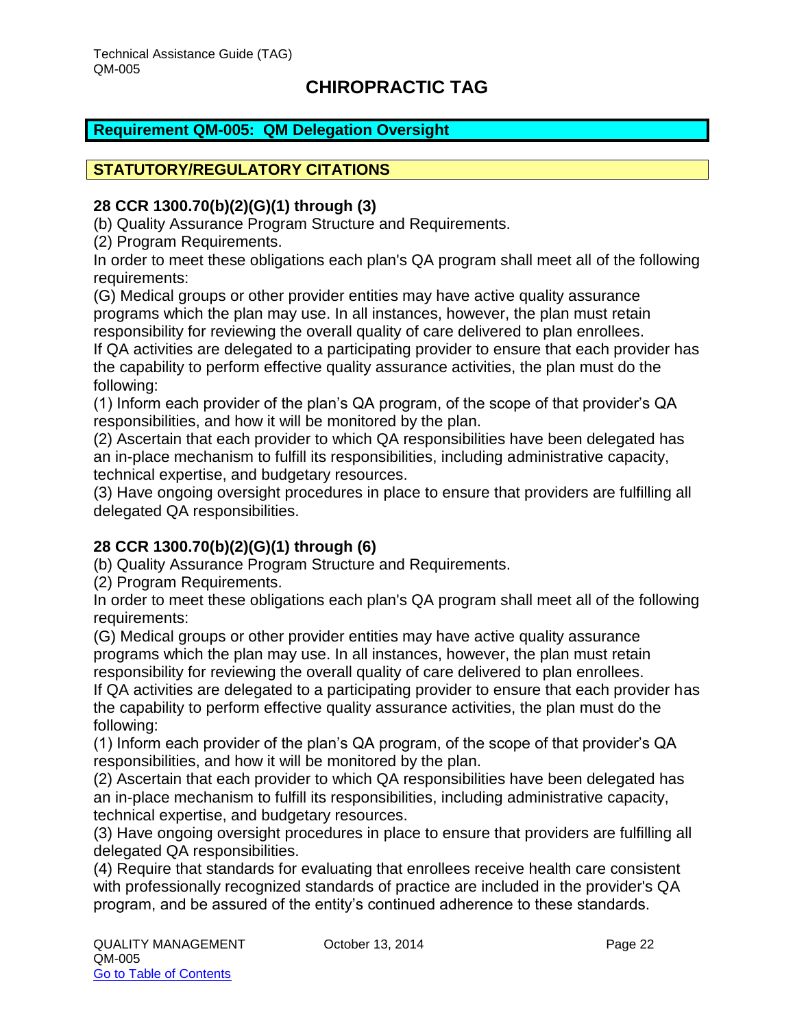Technical Assistance Guide (TAG)
QM-005

# CHIROPRACTIC TAG

## Requirement QM-005: QM Delegation Oversight

## STATUTORY/REGULATORY CITATIONS

**28 CCR 1300.70(b)(2)(G)(1) through (3)**

(b) Quality Assurance Program Structure and Requirements.

(2) Program Requirements.

In order to meet these obligations each plan's QA program shall meet all of the following requirements:

(G) Medical groups or other provider entities may have active quality assurance programs which the plan may use. In all instances, however, the plan must retain responsibility for reviewing the overall quality of care delivered to plan enrollees.

If QA activities are delegated to a participating provider to ensure that each provider has the capability to perform effective quality assurance activities, the plan must do the following:

(1) Inform each provider of the plan's QA program, of the scope of that provider's QA responsibilities, and how it will be monitored by the plan.

(2) Ascertain that each provider to which QA responsibilities have been delegated has an in-place mechanism to fulfill its responsibilities, including administrative capacity, technical expertise, and budgetary resources.

(3) Have ongoing oversight procedures in place to ensure that providers are fulfilling all delegated QA responsibilities.

**28 CCR 1300.70(b)(2)(G)(1) through (6)**

(b) Quality Assurance Program Structure and Requirements.

(2) Program Requirements.

In order to meet these obligations each plan's QA program shall meet all of the following requirements:

(G) Medical groups or other provider entities may have active quality assurance programs which the plan may use. In all instances, however, the plan must retain responsibility for reviewing the overall quality of care delivered to plan enrollees.

If QA activities are delegated to a participating provider to ensure that each provider has the capability to perform effective quality assurance activities, the plan must do the following:

(1) Inform each provider of the plan's QA program, of the scope of that provider's QA responsibilities, and how it will be monitored by the plan.

(2) Ascertain that each provider to which QA responsibilities have been delegated has an in-place mechanism to fulfill its responsibilities, including administrative capacity, technical expertise, and budgetary resources.

(3) Have ongoing oversight procedures in place to ensure that providers are fulfilling all delegated QA responsibilities.

(4) Require that standards for evaluating that enrollees receive health care consistent with professionally recognized standards of practice are included in the provider's QA program, and be assured of the entity's continued adherence to these standards.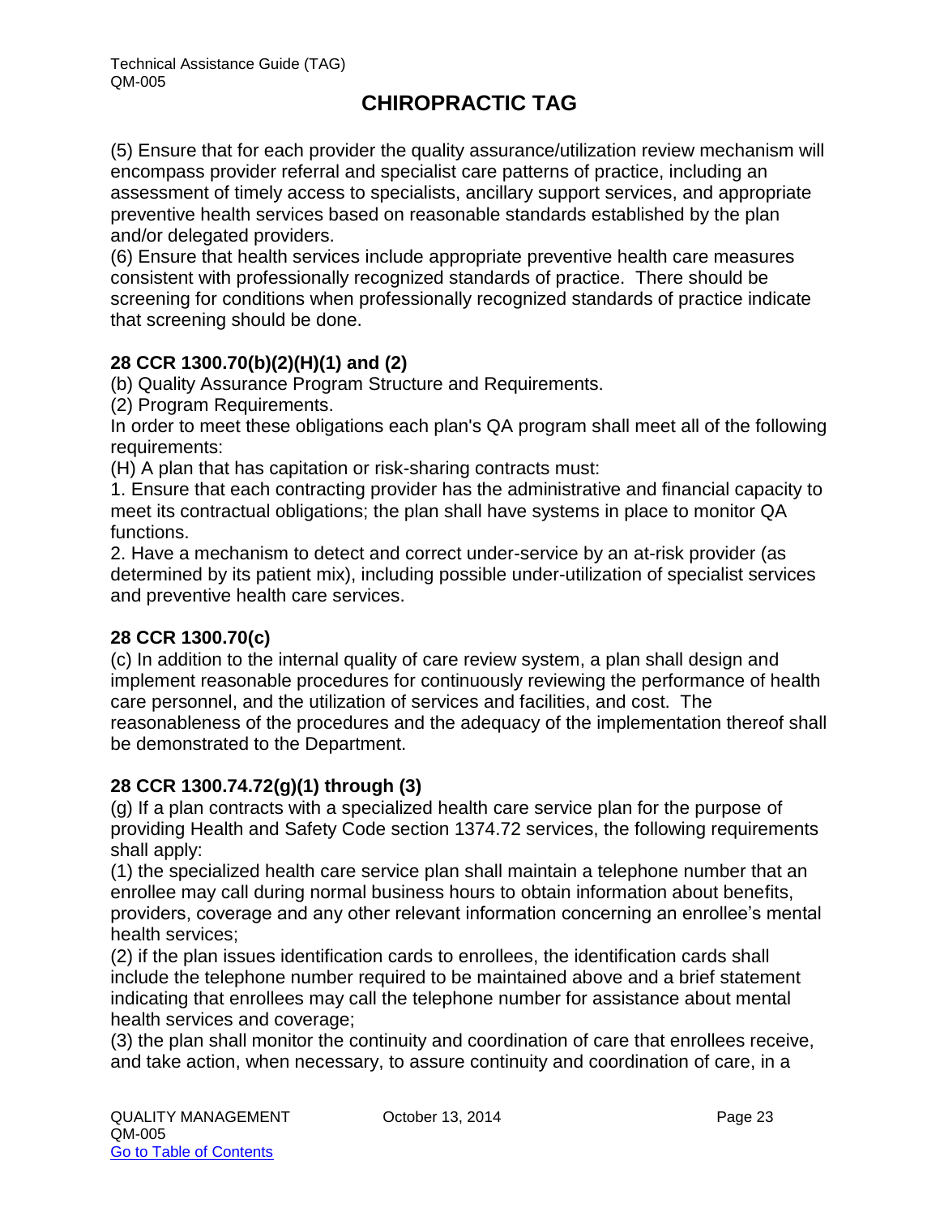(5) Ensure that for each provider the quality assurance/utilization review mechanism will encompass provider referral and specialist care patterns of practice, including an assessment of timely access to specialists, ancillary support services, and appropriate preventive health services based on reasonable standards established by the plan and/or delegated providers.
(6) Ensure that health services include appropriate preventive health care measures consistent with professionally recognized standards of practice. There should be screening for conditions when professionally recognized standards of practice indicate that screening should be done.

**28 CCR 1300.70(b)(2)(H)(1) and (2)**

(b) Quality Assurance Program Structure and Requirements.
(2) Program Requirements.
In order to meet these obligations each plan's QA program shall meet all of the following requirements:
(H) A plan that has capitation or risk-sharing contracts must:
1. Ensure that each contracting provider has the administrative and financial capacity to meet its contractual obligations; the plan shall have systems in place to monitor QA functions.
2. Have a mechanism to detect and correct under-service by an at-risk provider (as determined by its patient mix), including possible under-utilization of specialist services and preventive health care services.

**28 CCR 1300.70(c)**

(c) In addition to the internal quality of care review system, a plan shall design and implement reasonable procedures for continuously reviewing the performance of health care personnel, and the utilization of services and facilities, and cost. The reasonableness of the procedures and the adequacy of the implementation thereof shall be demonstrated to the Department.

**28 CCR 1300.74.72(g)(1) through (3)**

(g) If a plan contracts with a specialized health care service plan for the purpose of providing Health and Safety Code section 1374.72 services, the following requirements shall apply:
(1) the specialized health care service plan shall maintain a telephone number that an enrollee may call during normal business hours to obtain information about benefits, providers, coverage and any other relevant information concerning an enrollee's mental health services;
(2) if the plan issues identification cards to enrollees, the identification cards shall include the telephone number required to be maintained above and a brief statement indicating that enrollees may call the telephone number for assistance about mental health services and coverage;
(3) the plan shall monitor the continuity and coordination of care that enrollees receive, and take action, when necessary, to assure continuity and coordination of care, in a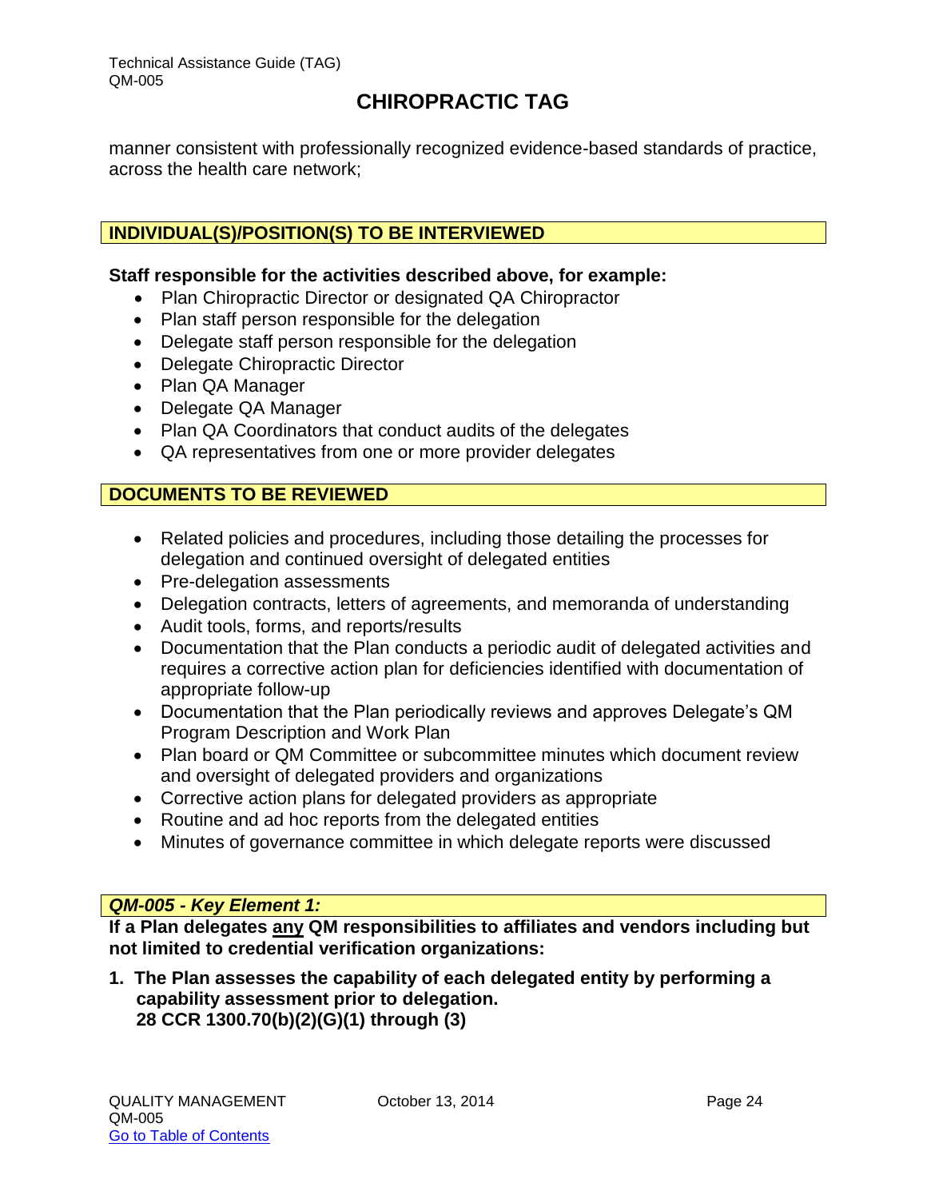manner consistent with professionally recognized evidence-based standards of practice, across the health care network;

## INDIVIDUAL(S)/POSITION(S) TO BE INTERVIEWED

**Staff responsible for the activities described above, for example:**

- Plan Chiropractic Director or designated QA Chiropractor
- Plan staff person responsible for the delegation
- Delegate staff person responsible for the delegation
- Delegate Chiropractic Director
- Plan QA Manager
- Delegate QA Manager
- Plan QA Coordinators that conduct audits of the delegates
- QA representatives from one or more provider delegates

## DOCUMENTS TO BE REVIEWED

- Related policies and procedures, including those detailing the processes for delegation and continued oversight of delegated entities
- Pre-delegation assessments
- Delegation contracts, letters of agreements, and memoranda of understanding
- Audit tools, forms, and reports/results
- Documentation that the Plan conducts a periodic audit of delegated activities and requires a corrective action plan for deficiencies identified with documentation of appropriate follow-up
- Documentation that the Plan periodically reviews and approves Delegate's QM Program Description and Work Plan
- Plan board or QM Committee or subcommittee minutes which document review and oversight of delegated providers and organizations
- Corrective action plans for delegated providers as appropriate
- Routine and ad hoc reports from the delegated entities
- Minutes of governance committee in which delegate reports were discussed

## *QM-005 - Key Element 1:*

**If a Plan delegates <u>any</u> QM responsibilities to affiliates and vendors including but not limited to credential verification organizations:**

1. **The Plan assesses the capability of each delegated entity by performing a capability assessment prior to delegation.**
   **28 CCR 1300.70(b)(2)(G)(1) through (3)**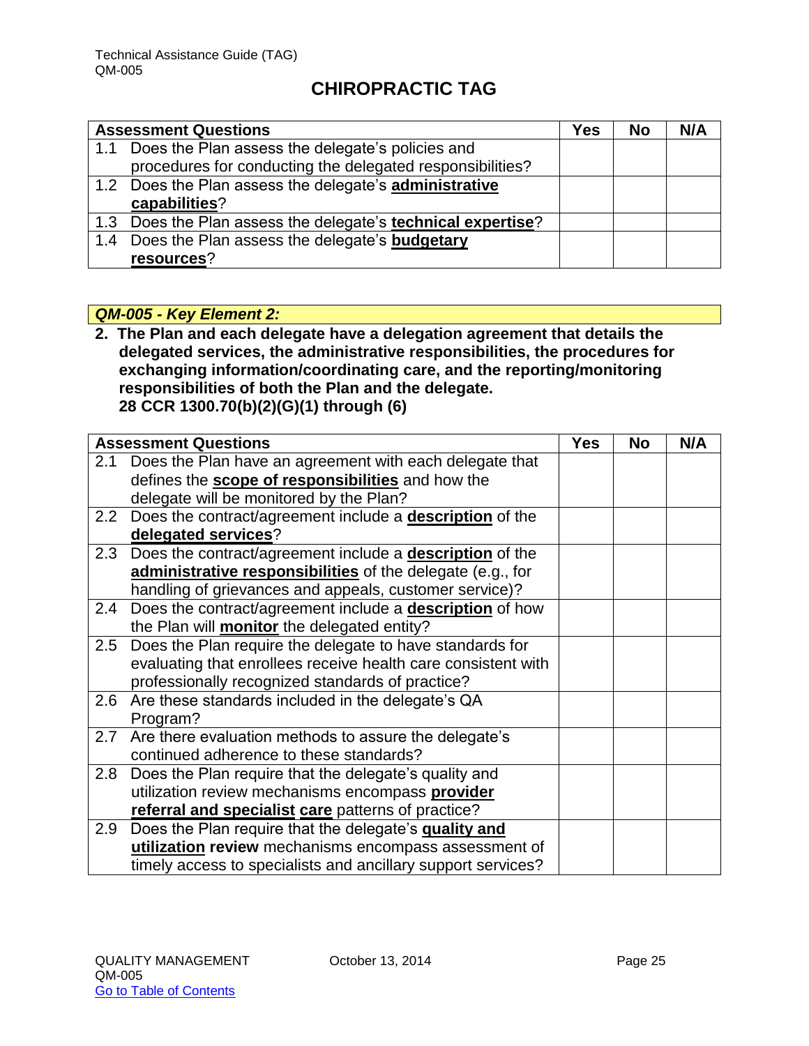# CHIROPRACTIC TAG

| Assessment Questions | Yes | No | N/A |
| --- | --- | --- | --- |
| 1.1 Does the Plan assess the delegate's policies and procedures for conducting the delegated responsibilities? | | | |
| 1.2 Does the Plan assess the delegate's **administrative capabilities**? | | | |
| 1.3 Does the Plan assess the delegate's **technical expertise**? | | | |
| 1.4 Does the Plan assess the delegate's **budgetary resources**? | | | |

***QM-005 - Key Element 2:***

**2. The Plan and each delegate have a delegation agreement that details the delegated services, the administrative responsibilities, the procedures for exchanging information/coordinating care, and the reporting/monitoring responsibilities of both the Plan and the delegate.**
**28 CCR 1300.70(b)(2)(G)(1) through (6)**

| Assessment Questions | Yes | No | N/A |
| --- | --- | --- | --- |
| 2.1 Does the Plan have an agreement with each delegate that defines the **scope of responsibilities** and how the delegate will be monitored by the Plan? | | | |
| 2.2 Does the contract/agreement include a **description** of the **delegated services**? | | | |
| 2.3 Does the contract/agreement include a **description** of the **administrative responsibilities** of the delegate (e.g., for handling of grievances and appeals, customer service)? | | | |
| 2.4 Does the contract/agreement include a **description** of how the Plan will **monitor** the delegated entity? | | | |
| 2.5 Does the Plan require the delegate to have standards for evaluating that enrollees receive health care consistent with professionally recognized standards of practice? | | | |
| 2.6 Are these standards included in the delegate's QA Program? | | | |
| 2.7 Are there evaluation methods to assure the delegate's continued adherence to these standards? | | | |
| 2.8 Does the Plan require that the delegate's quality and utilization review mechanisms encompass **provider referral and specialist care** patterns of practice? | | | |
| 2.9 Does the Plan require that the delegate's **quality and utilization review** mechanisms encompass assessment of timely access to specialists and ancillary support services? | | | |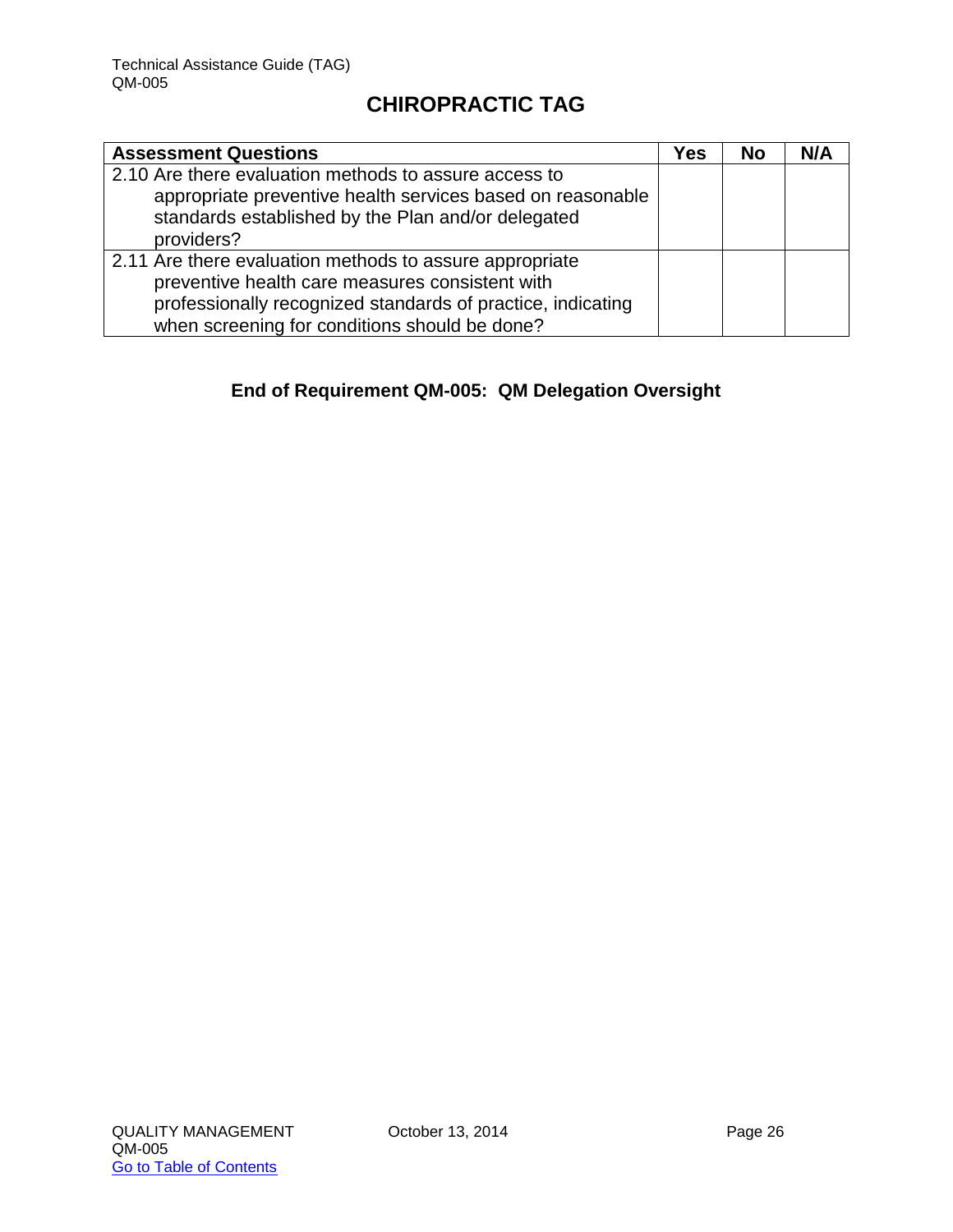## CHIROPRACTIC TAG

| Assessment Questions | Yes | No | N/A |
|---|---|---|---|
| 2.10 Are there evaluation methods to assure access to appropriate preventive health services based on reasonable standards established by the Plan and/or delegated providers? | | | |
| 2.11 Are there evaluation methods to assure appropriate preventive health care measures consistent with professionally recognized standards of practice, indicating when screening for conditions should be done? | | | |

**End of Requirement QM-005: QM Delegation Oversight**